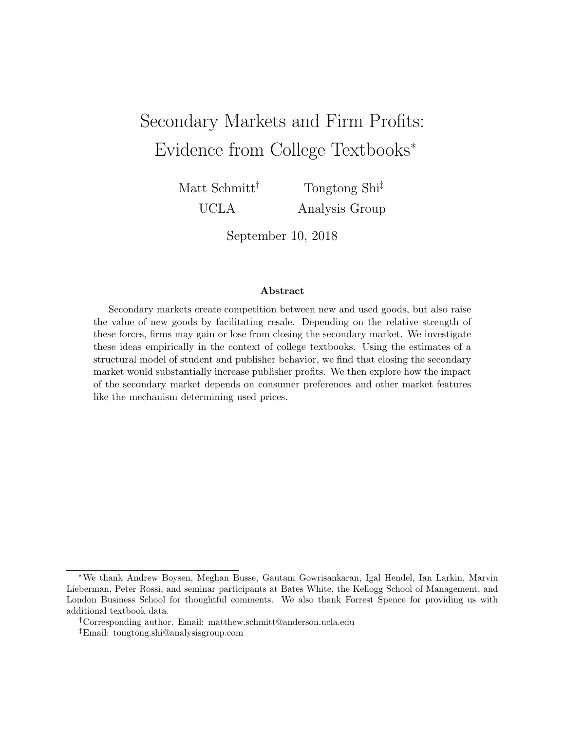# Secondary Markets and Firm Profits: Evidence from College Textbooks[*]

Matt Schmitt[†] — UCLA

Tongtong Shi[‡] — Analysis Group

September 10, 2018

**Abstract**

Secondary markets create competition between new and used goods, but also raise the value of new goods by facilitating resale. Depending on the relative strength of these forces, firms may gain or lose from closing the secondary market. We investigate these ideas empirically in the context of college textbooks. Using the estimates of a structural model of student and publisher behavior, we find that closing the secondary market would substantially increase publisher profits. We then explore how the impact of the secondary market depends on consumer preferences and other market features like the mechanism determining used prices.

---

[*] We thank Andrew Boysen, Meghan Busse, Gautam Gowrisankaran, Igal Hendel, Ian Larkin, Marvin Lieberman, Peter Rossi, and seminar participants at Bates White, the Kellogg School of Management, and London Business School for thoughtful comments. We also thank Forrest Spence for providing us with additional textbook data.

[†] Corresponding author. Email: matthew.schmitt@anderson.ucla.edu

[‡] Email: tongtong.shi@analysisgroup.com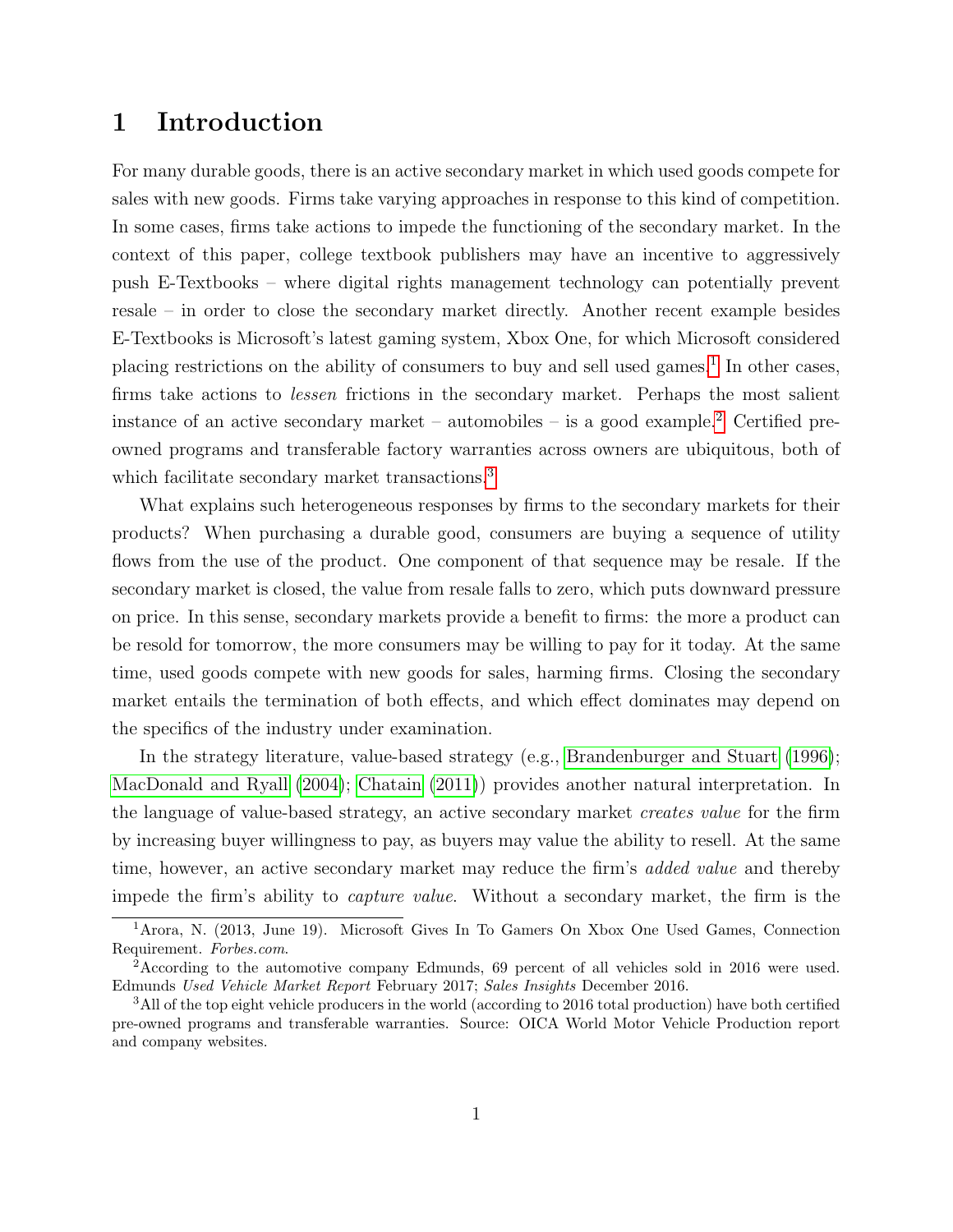# 1 Introduction

For many durable goods, there is an active secondary market in which used goods compete for sales with new goods. Firms take varying approaches in response to this kind of competition. In some cases, firms take actions to impede the functioning of the secondary market. In the context of this paper, college textbook publishers may have an incentive to aggressively push E-Textbooks – where digital rights management technology can potentially prevent resale – in order to close the secondary market directly. Another recent example besides E-Textbooks is Microsoft's latest gaming system, Xbox One, for which Microsoft considered placing restrictions on the ability of consumers to buy and sell used games.[1] In other cases, firms take actions to *lessen* frictions in the secondary market. Perhaps the most salient instance of an active secondary market – automobiles – is a good example.[2] Certified pre-owned programs and transferable factory warranties across owners are ubiquitous, both of which facilitate secondary market transactions.[3]

What explains such heterogeneous responses by firms to the secondary markets for their products? When purchasing a durable good, consumers are buying a sequence of utility flows from the use of the product. One component of that sequence may be resale. If the secondary market is closed, the value from resale falls to zero, which puts downward pressure on price. In this sense, secondary markets provide a benefit to firms: the more a product can be resold for tomorrow, the more consumers may be willing to pay for it today. At the same time, used goods compete with new goods for sales, harming firms. Closing the secondary market entails the termination of both effects, and which effect dominates may depend on the specifics of the industry under examination.

In the strategy literature, value-based strategy (e.g., Brandenburger and Stuart (1996); MacDonald and Ryall (2004); Chatain (2011)) provides another natural interpretation. In the language of value-based strategy, an active secondary market *creates value* for the firm by increasing buyer willingness to pay, as buyers may value the ability to resell. At the same time, however, an active secondary market may reduce the firm's *added value* and thereby impede the firm's ability to *capture value*. Without a secondary market, the firm is the

[1] Arora, N. (2013, June 19). Microsoft Gives In To Gamers On Xbox One Used Games, Connection Requirement. *Forbes.com.*

[2] According to the automotive company Edmunds, 69 percent of all vehicles sold in 2016 were used. Edmunds *Used Vehicle Market Report* February 2017; *Sales Insights* December 2016.

[3] All of the top eight vehicle producers in the world (according to 2016 total production) have both certified pre-owned programs and transferable warranties. Source: OICA World Motor Vehicle Production report and company websites.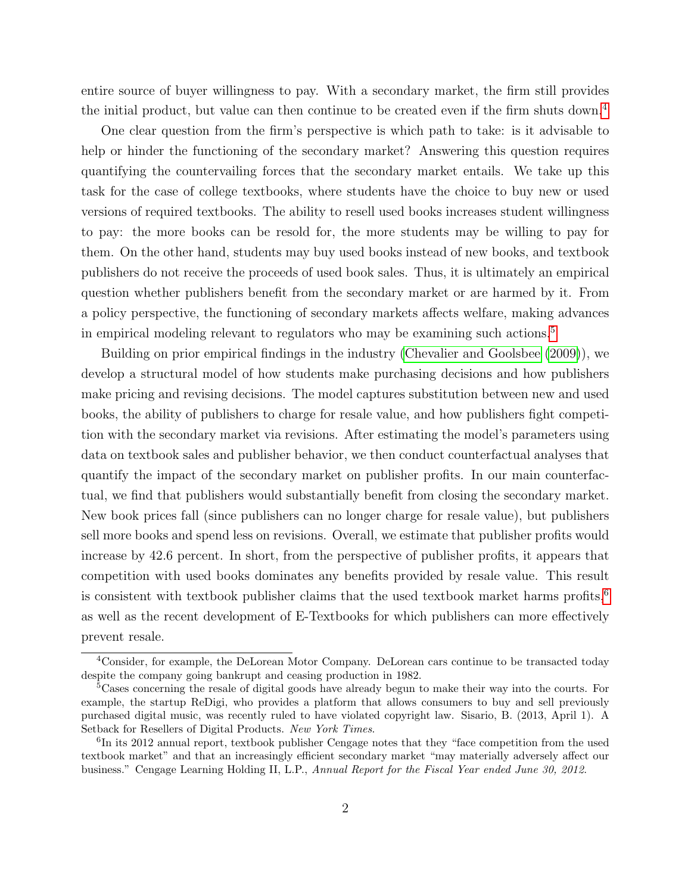entire source of buyer willingness to pay. With a secondary market, the firm still provides the initial product, but value can then continue to be created even if the firm shuts down.[4]

One clear question from the firm's perspective is which path to take: is it advisable to help or hinder the functioning of the secondary market? Answering this question requires quantifying the countervailing forces that the secondary market entails. We take up this task for the case of college textbooks, where students have the choice to buy new or used versions of required textbooks. The ability to resell used books increases student willingness to pay: the more books can be resold for, the more students may be willing to pay for them. On the other hand, students may buy used books instead of new books, and textbook publishers do not receive the proceeds of used book sales. Thus, it is ultimately an empirical question whether publishers benefit from the secondary market or are harmed by it. From a policy perspective, the functioning of secondary markets affects welfare, making advances in empirical modeling relevant to regulators who may be examining such actions.[5]

Building on prior empirical findings in the industry (Chevalier and Goolsbee (2009)), we develop a structural model of how students make purchasing decisions and how publishers make pricing and revising decisions. The model captures substitution between new and used books, the ability of publishers to charge for resale value, and how publishers fight competition with the secondary market via revisions. After estimating the model's parameters using data on textbook sales and publisher behavior, we then conduct counterfactual analyses that quantify the impact of the secondary market on publisher profits. In our main counterfactual, we find that publishers would substantially benefit from closing the secondary market. New book prices fall (since publishers can no longer charge for resale value), but publishers sell more books and spend less on revisions. Overall, we estimate that publisher profits would increase by 42.6 percent. In short, from the perspective of publisher profits, it appears that competition with used books dominates any benefits provided by resale value. This result is consistent with textbook publisher claims that the used textbook market harms profits,[6] as well as the recent development of E-Textbooks for which publishers can more effectively prevent resale.

[4] Consider, for example, the DeLorean Motor Company. DeLorean cars continue to be transacted today despite the company going bankrupt and ceasing production in 1982.

[5] Cases concerning the resale of digital goods have already begun to make their way into the courts. For example, the startup ReDigi, who provides a platform that allows consumers to buy and sell previously purchased digital music, was recently ruled to have violated copyright law. Sisario, B. (2013, April 1). A Setback for Resellers of Digital Products. *New York Times*.

[6] In its 2012 annual report, textbook publisher Cengage notes that they "face competition from the used textbook market" and that an increasingly efficient secondary market "may materially adversely affect our business." Cengage Learning Holding II, L.P., *Annual Report for the Fiscal Year ended June 30, 2012*.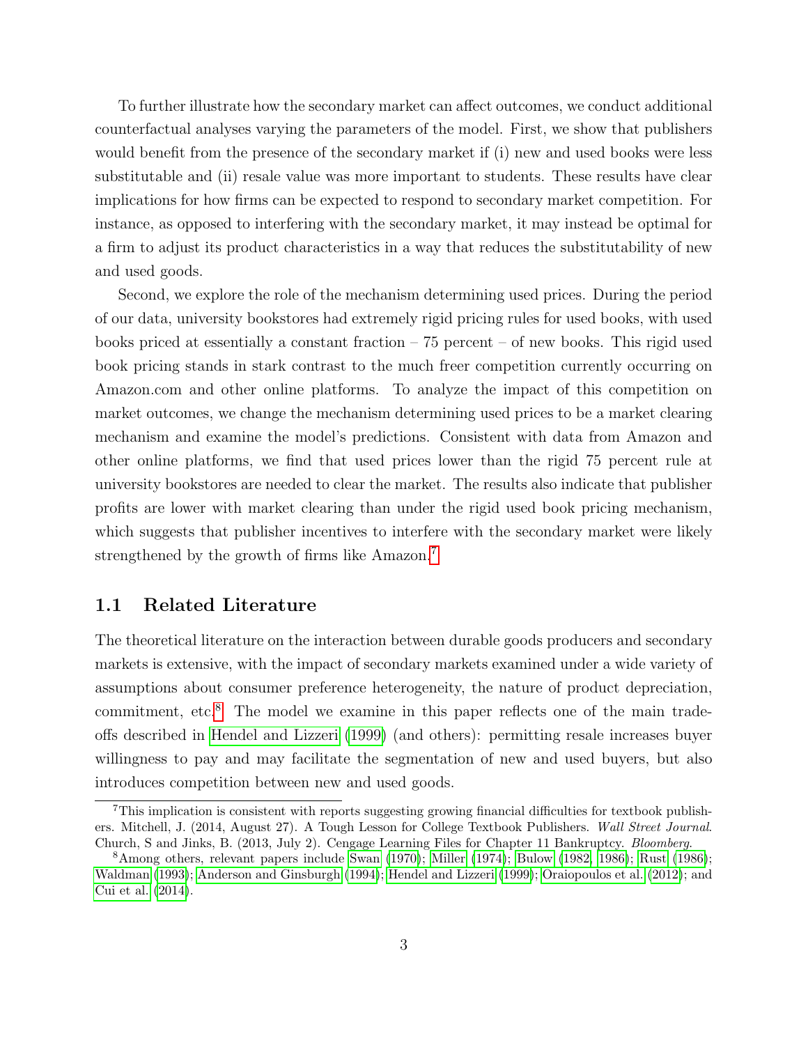To further illustrate how the secondary market can affect outcomes, we conduct additional counterfactual analyses varying the parameters of the model. First, we show that publishers would benefit from the presence of the secondary market if (i) new and used books were less substitutable and (ii) resale value was more important to students. These results have clear implications for how firms can be expected to respond to secondary market competition. For instance, as opposed to interfering with the secondary market, it may instead be optimal for a firm to adjust its product characteristics in a way that reduces the substitutability of new and used goods.

Second, we explore the role of the mechanism determining used prices. During the period of our data, university bookstores had extremely rigid pricing rules for used books, with used books priced at essentially a constant fraction – 75 percent – of new books. This rigid used book pricing stands in stark contrast to the much freer competition currently occurring on Amazon.com and other online platforms. To analyze the impact of this competition on market outcomes, we change the mechanism determining used prices to be a market clearing mechanism and examine the model's predictions. Consistent with data from Amazon and other online platforms, we find that used prices lower than the rigid 75 percent rule at university bookstores are needed to clear the market. The results also indicate that publisher profits are lower with market clearing than under the rigid used book pricing mechanism, which suggests that publisher incentives to interfere with the secondary market were likely strengthened by the growth of firms like Amazon.[7]

## 1.1 Related Literature

The theoretical literature on the interaction between durable goods producers and secondary markets is extensive, with the impact of secondary markets examined under a wide variety of assumptions about consumer preference heterogeneity, the nature of product depreciation, commitment, etc.[8] The model we examine in this paper reflects one of the main trade-offs described in Hendel and Lizzeri (1999) (and others): permitting resale increases buyer willingness to pay and may facilitate the segmentation of new and used buyers, but also introduces competition between new and used goods.

---

[7] This implication is consistent with reports suggesting growing financial difficulties for textbook publishers. Mitchell, J. (2014, August 27). A Tough Lesson for College Textbook Publishers. *Wall Street Journal*. Church, S and Jinks, B. (2013, July 2). Cengage Learning Files for Chapter 11 Bankruptcy. *Bloomberg*.

[8] Among others, relevant papers include Swan (1970); Miller (1974); Bulow (1982, 1986); Rust (1986); Waldman (1993); Anderson and Ginsburgh (1994); Hendel and Lizzeri (1999); Oraiopoulos et al. (2012); and Cui et al. (2014).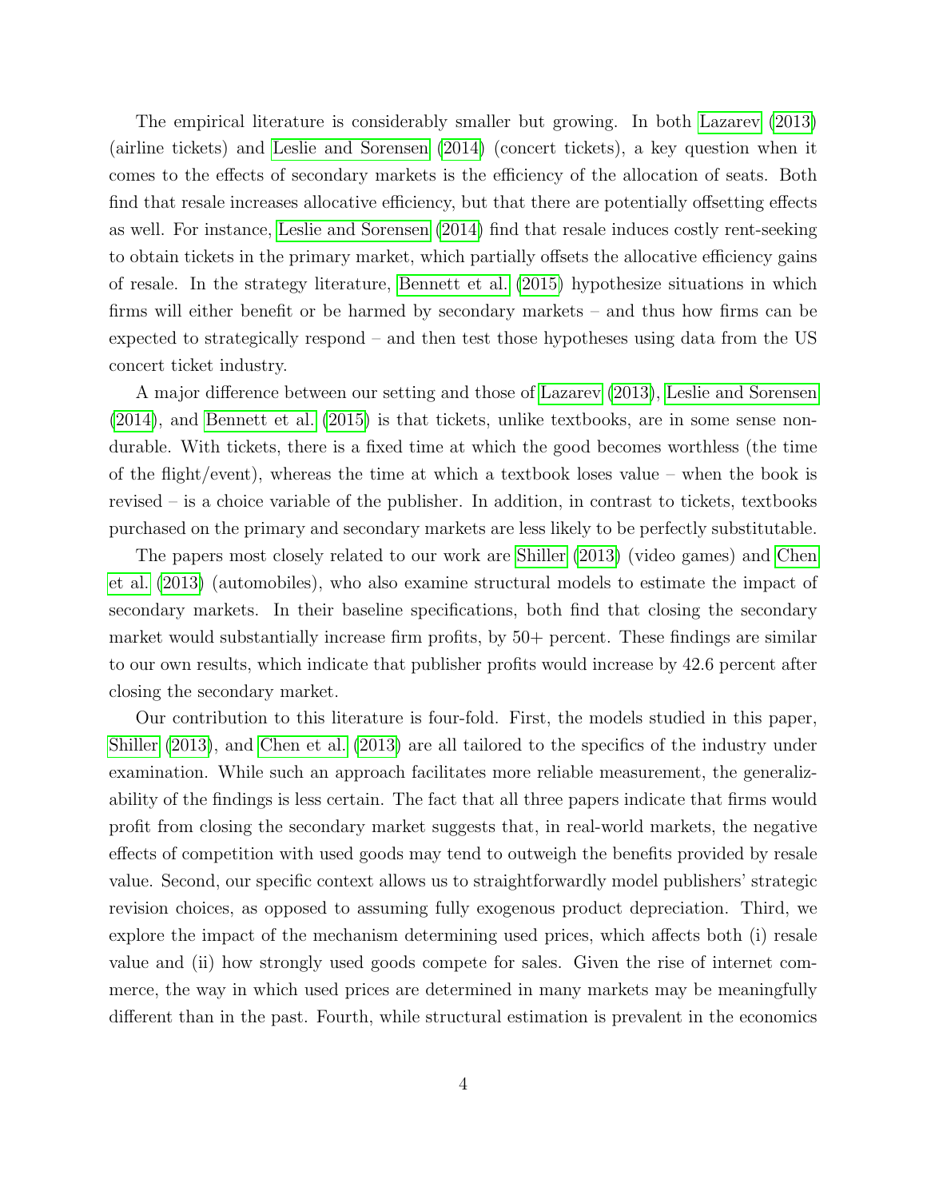The empirical literature is considerably smaller but growing. In both Lazarev (2013) (airline tickets) and Leslie and Sorensen (2014) (concert tickets), a key question when it comes to the effects of secondary markets is the efficiency of the allocation of seats. Both find that resale increases allocative efficiency, but that there are potentially offsetting effects as well. For instance, Leslie and Sorensen (2014) find that resale induces costly rent-seeking to obtain tickets in the primary market, which partially offsets the allocative efficiency gains of resale. In the strategy literature, Bennett et al. (2015) hypothesize situations in which firms will either benefit or be harmed by secondary markets – and thus how firms can be expected to strategically respond – and then test those hypotheses using data from the US concert ticket industry.

A major difference between our setting and those of Lazarev (2013), Leslie and Sorensen (2014), and Bennett et al. (2015) is that tickets, unlike textbooks, are in some sense non-durable. With tickets, there is a fixed time at which the good becomes worthless (the time of the flight/event), whereas the time at which a textbook loses value – when the book is revised – is a choice variable of the publisher. In addition, in contrast to tickets, textbooks purchased on the primary and secondary markets are less likely to be perfectly substitutable.

The papers most closely related to our work are Shiller (2013) (video games) and Chen et al. (2013) (automobiles), who also examine structural models to estimate the impact of secondary markets. In their baseline specifications, both find that closing the secondary market would substantially increase firm profits, by 50+ percent. These findings are similar to our own results, which indicate that publisher profits would increase by 42.6 percent after closing the secondary market.

Our contribution to this literature is four-fold. First, the models studied in this paper, Shiller (2013), and Chen et al. (2013) are all tailored to the specifics of the industry under examination. While such an approach facilitates more reliable measurement, the generalizability of the findings is less certain. The fact that all three papers indicate that firms would profit from closing the secondary market suggests that, in real-world markets, the negative effects of competition with used goods may tend to outweigh the benefits provided by resale value. Second, our specific context allows us to straightforwardly model publishers' strategic revision choices, as opposed to assuming fully exogenous product depreciation. Third, we explore the impact of the mechanism determining used prices, which affects both (i) resale value and (ii) how strongly used goods compete for sales. Given the rise of internet commerce, the way in which used prices are determined in many markets may be meaningfully different than in the past. Fourth, while structural estimation is prevalent in the economics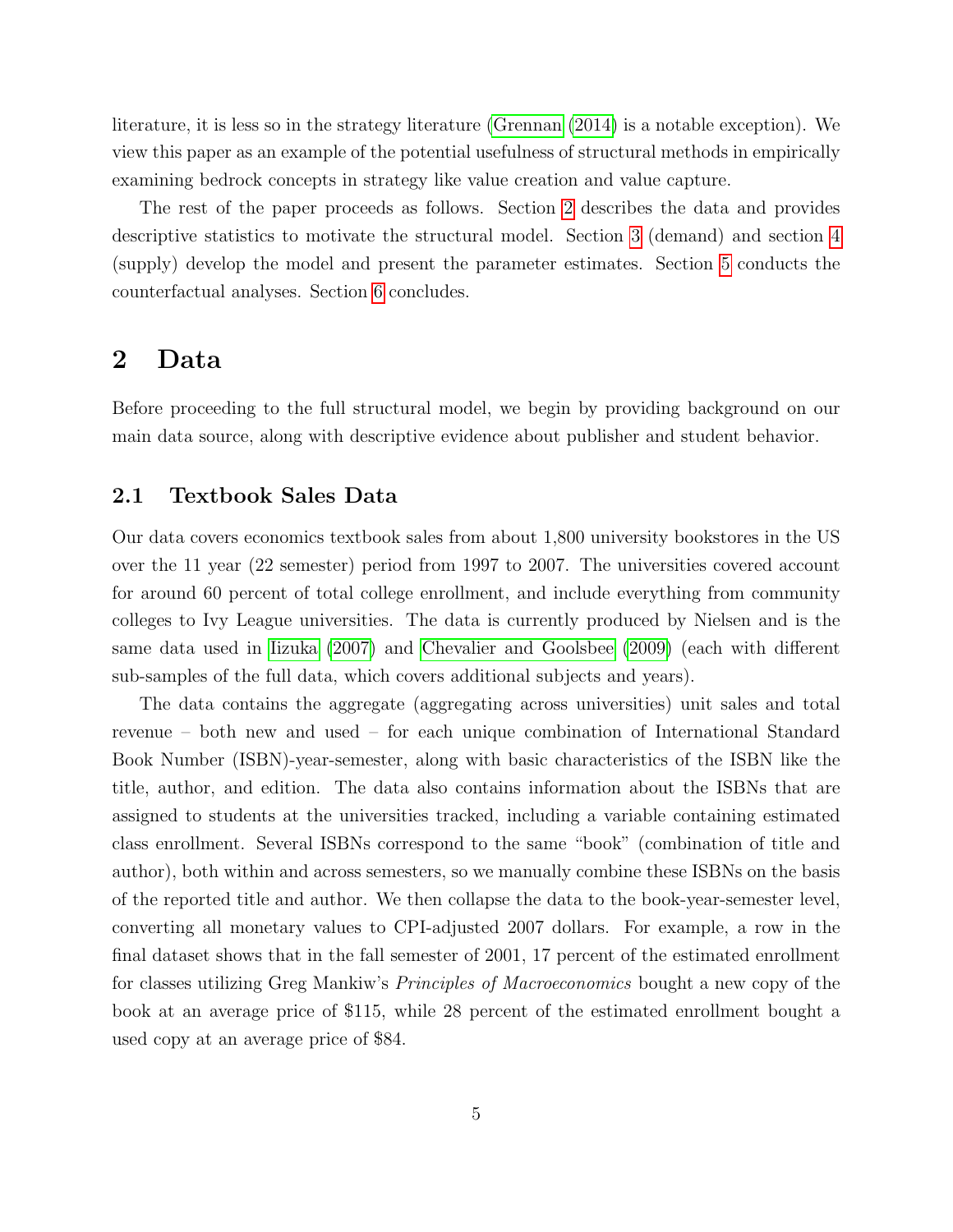literature, it is less so in the strategy literature (Grennan (2014) is a notable exception). We view this paper as an example of the potential usefulness of structural methods in empirically examining bedrock concepts in strategy like value creation and value capture.

The rest of the paper proceeds as follows. Section 2 describes the data and provides descriptive statistics to motivate the structural model. Section 3 (demand) and section 4 (supply) develop the model and present the parameter estimates. Section 5 conducts the counterfactual analyses. Section 6 concludes.

## 2 Data

Before proceeding to the full structural model, we begin by providing background on our main data source, along with descriptive evidence about publisher and student behavior.

### 2.1 Textbook Sales Data

Our data covers economics textbook sales from about 1,800 university bookstores in the US over the 11 year (22 semester) period from 1997 to 2007. The universities covered account for around 60 percent of total college enrollment, and include everything from community colleges to Ivy League universities. The data is currently produced by Nielsen and is the same data used in Iizuka (2007) and Chevalier and Goolsbee (2009) (each with different sub-samples of the full data, which covers additional subjects and years).

The data contains the aggregate (aggregating across universities) unit sales and total revenue – both new and used – for each unique combination of International Standard Book Number (ISBN)-year-semester, along with basic characteristics of the ISBN like the title, author, and edition. The data also contains information about the ISBNs that are assigned to students at the universities tracked, including a variable containing estimated class enrollment. Several ISBNs correspond to the same "book" (combination of title and author), both within and across semesters, so we manually combine these ISBNs on the basis of the reported title and author. We then collapse the data to the book-year-semester level, converting all monetary values to CPI-adjusted 2007 dollars. For example, a row in the final dataset shows that in the fall semester of 2001, 17 percent of the estimated enrollment for classes utilizing Greg Mankiw's *Principles of Macroeconomics* bought a new copy of the book at an average price of \$115, while 28 percent of the estimated enrollment bought a used copy at an average price of \$84.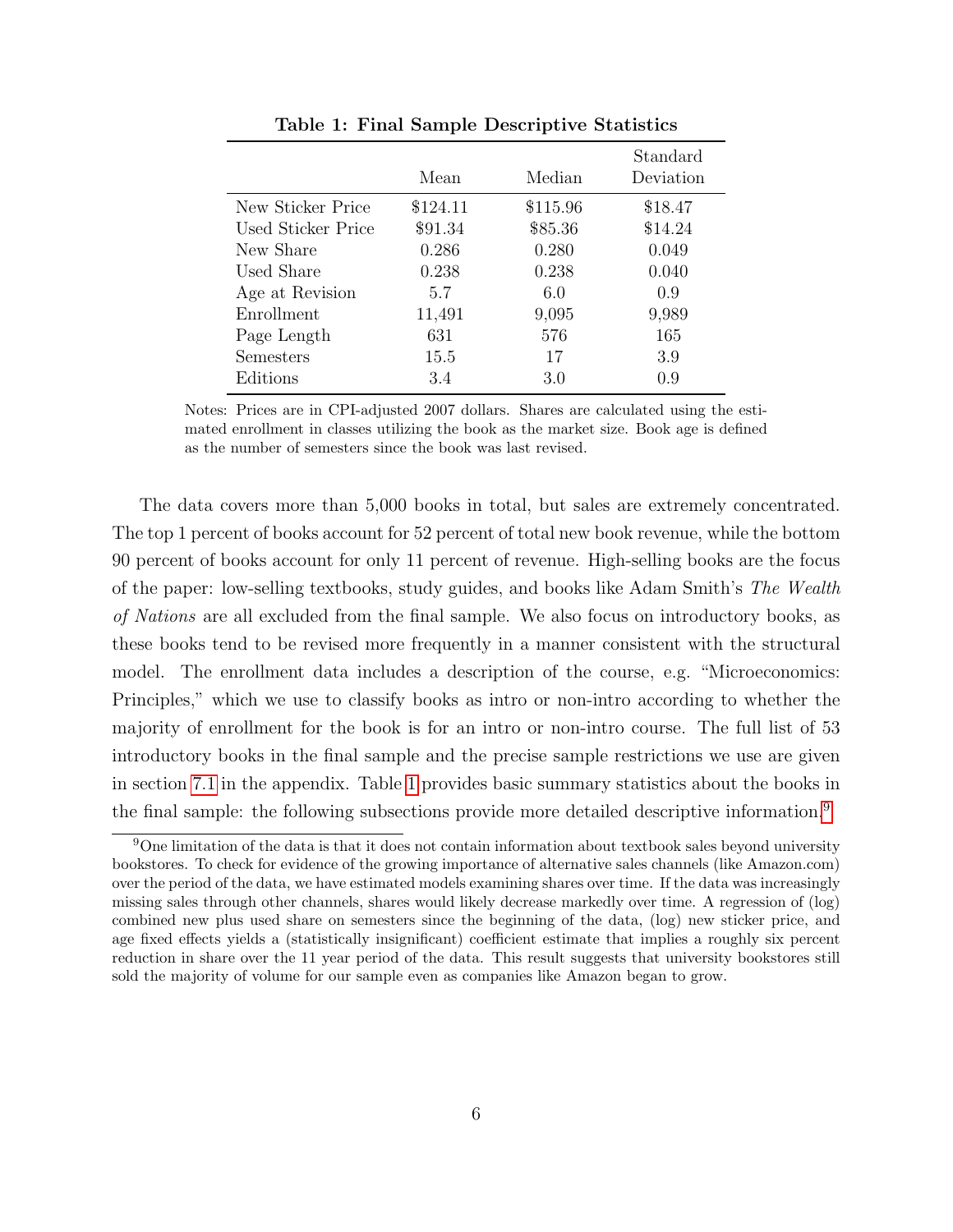**Table 1: Final Sample Descriptive Statistics**

| | Mean | Median | Standard Deviation |
|---|---|---|---|
| New Sticker Price | \$124.11 | \$115.96 | \$18.47 |
| Used Sticker Price | \$91.34 | \$85.36 | \$14.24 |
| New Share | 0.286 | 0.280 | 0.049 |
| Used Share | 0.238 | 0.238 | 0.040 |
| Age at Revision | 5.7 | 6.0 | 0.9 |
| Enrollment | 11,491 | 9,095 | 9,989 |
| Page Length | 631 | 576 | 165 |
| Semesters | 15.5 | 17 | 3.9 |
| Editions | 3.4 | 3.0 | 0.9 |

Notes: Prices are in CPI-adjusted 2007 dollars. Shares are calculated using the estimated enrollment in classes utilizing the book as the market size. Book age is defined as the number of semesters since the book was last revised.

The data covers more than 5,000 books in total, but sales are extremely concentrated. The top 1 percent of books account for 52 percent of total new book revenue, while the bottom 90 percent of books account for only 11 percent of revenue. High-selling books are the focus of the paper: low-selling textbooks, study guides, and books like Adam Smith's *The Wealth of Nations* are all excluded from the final sample. We also focus on introductory books, as these books tend to be revised more frequently in a manner consistent with the structural model. The enrollment data includes a description of the course, e.g. "Microeconomics: Principles," which we use to classify books as intro or non-intro according to whether the majority of enrollment for the book is for an intro or non-intro course. The full list of 53 introductory books in the final sample and the precise sample restrictions we use are given in section 7.1 in the appendix. Table 1 provides basic summary statistics about the books in the final sample: the following subsections provide more detailed descriptive information.[9]

[9] One limitation of the data is that it does not contain information about textbook sales beyond university bookstores. To check for evidence of the growing importance of alternative sales channels (like Amazon.com) over the period of the data, we have estimated models examining shares over time. If the data was increasingly missing sales through other channels, shares would likely decrease markedly over time. A regression of (log) combined new plus used share on semesters since the beginning of the data, (log) new sticker price, and age fixed effects yields a (statistically insignificant) coefficient estimate that implies a roughly six percent reduction in share over the 11 year period of the data. This result suggests that university bookstores still sold the majority of volume for our sample even as companies like Amazon began to grow.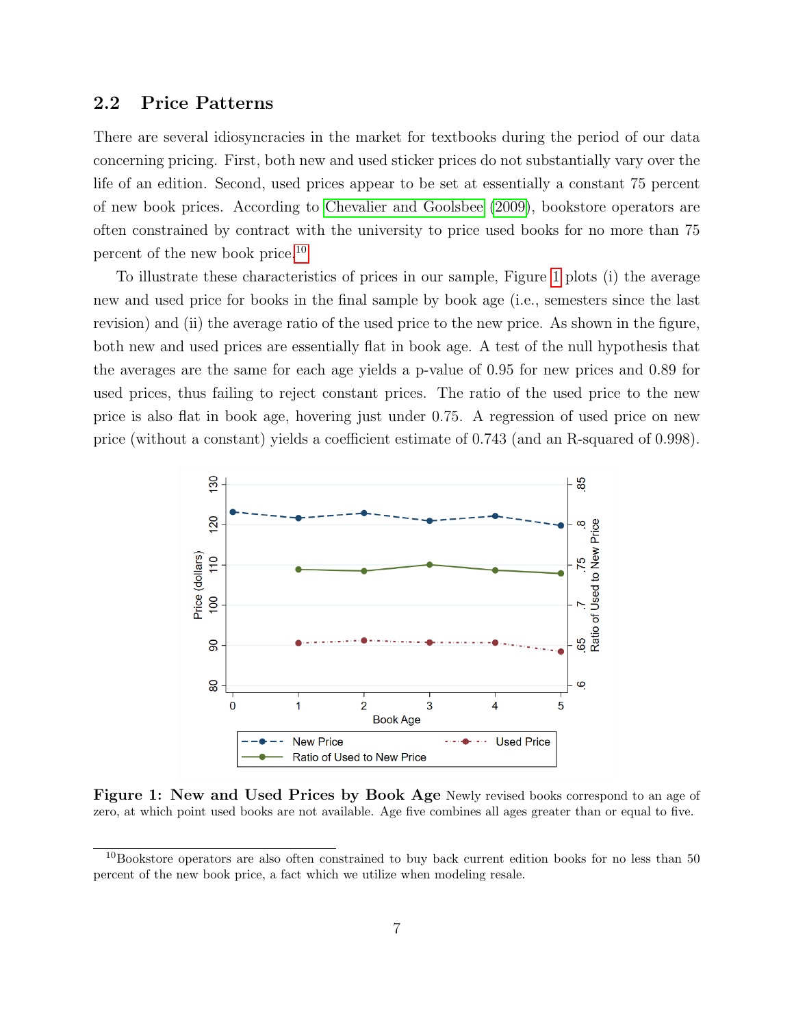## 2.2 Price Patterns

There are several idiosyncracies in the market for textbooks during the period of our data concerning pricing. First, both new and used sticker prices do not substantially vary over the life of an edition. Second, used prices appear to be set at essentially a constant 75 percent of new book prices. According to Chevalier and Goolsbee (2009), bookstore operators are often constrained by contract with the university to price used books for no more than 75 percent of the new book price.[10]

To illustrate these characteristics of prices in our sample, Figure 1 plots (i) the average new and used price for books in the final sample by book age (i.e., semesters since the last revision) and (ii) the average ratio of the used price to the new price. As shown in the figure, both new and used prices are essentially flat in book age. A test of the null hypothesis that the averages are the same for each age yields a p-value of 0.95 for new prices and 0.89 for used prices, thus failing to reject constant prices. The ratio of the used price to the new price is also flat in book age, hovering just under 0.75. A regression of used price on new price (without a constant) yields a coefficient estimate of 0.743 (and an R-squared of 0.998).

**Figure 1: New and Used Prices by Book Age** Newly revised books correspond to an age of zero, at which point used books are not available. Age five combines all ages greater than or equal to five.

[10] Bookstore operators are also often constrained to buy back current edition books for no less than 50 percent of the new book price, a fact which we utilize when modeling resale.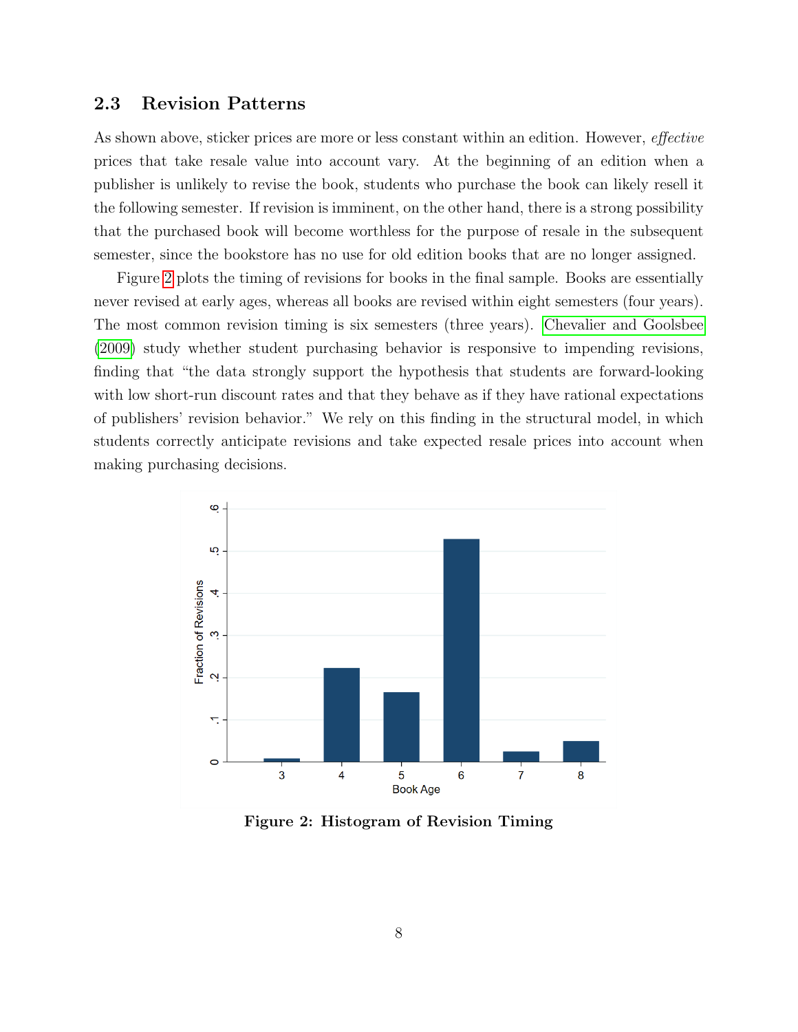### 2.3 Revision Patterns

As shown above, sticker prices are more or less constant within an edition. However, *effective* prices that take resale value into account vary. At the beginning of an edition when a publisher is unlikely to revise the book, students who purchase the book can likely resell it the following semester. If revision is imminent, on the other hand, there is a strong possibility that the purchased book will become worthless for the purpose of resale in the subsequent semester, since the bookstore has no use for old edition books that are no longer assigned.

Figure 2 plots the timing of revisions for books in the final sample. Books are essentially never revised at early ages, whereas all books are revised within eight semesters (four years). The most common revision timing is six semesters (three years). Chevalier and Goolsbee (2009) study whether student purchasing behavior is responsive to impending revisions, finding that "the data strongly support the hypothesis that students are forward-looking with low short-run discount rates and that they behave as if they have rational expectations of publishers' revision behavior." We rely on this finding in the structural model, in which students correctly anticipate revisions and take expected resale prices into account when making purchasing decisions.

**Figure 2: Histogram of Revision Timing**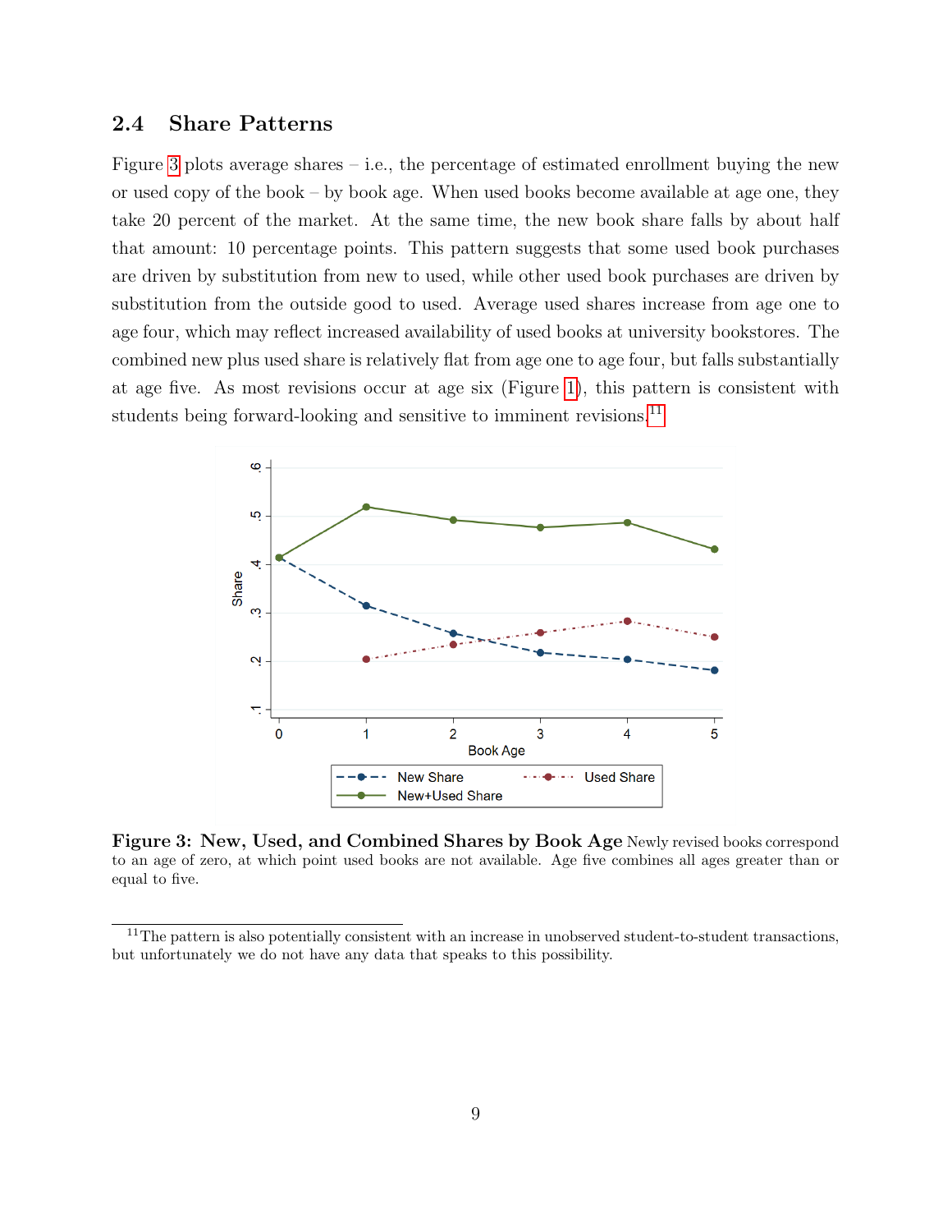## 2.4 Share Patterns

Figure 3 plots average shares – i.e., the percentage of estimated enrollment buying the new or used copy of the book – by book age. When used books become available at age one, they take 20 percent of the market. At the same time, the new book share falls by about half that amount: 10 percentage points. This pattern suggests that some used book purchases are driven by substitution from new to used, while other used book purchases are driven by substitution from the outside good to used. Average used shares increase from age one to age four, which may reflect increased availability of used books at university bookstores. The combined new plus used share is relatively flat from age one to age four, but falls substantially at age five. As most revisions occur at age six (Figure 1), this pattern is consistent with students being forward-looking and sensitive to imminent revisions.[11]

**Figure 3: New, Used, and Combined Shares by Book Age** Newly revised books correspond to an age of zero, at which point used books are not available. Age five combines all ages greater than or equal to five.

[11] The pattern is also potentially consistent with an increase in unobserved student-to-student transactions, but unfortunately we do not have any data that speaks to this possibility.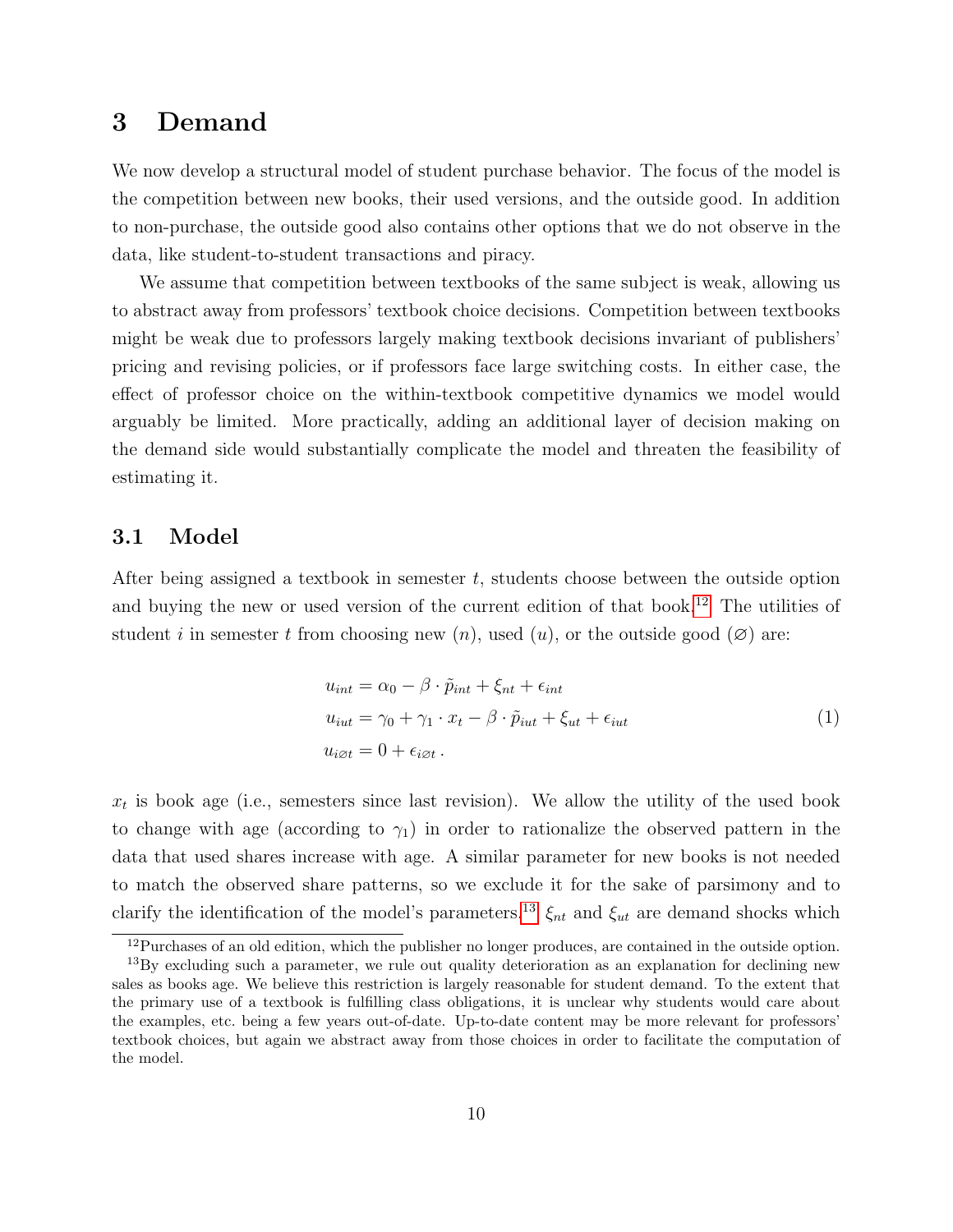# 3 Demand

We now develop a structural model of student purchase behavior. The focus of the model is the competition between new books, their used versions, and the outside good. In addition to non-purchase, the outside good also contains other options that we do not observe in the data, like student-to-student transactions and piracy.

We assume that competition between textbooks of the same subject is weak, allowing us to abstract away from professors' textbook choice decisions. Competition between textbooks might be weak due to professors largely making textbook decisions invariant of publishers' pricing and revising policies, or if professors face large switching costs. In either case, the effect of professor choice on the within-textbook competitive dynamics we model would arguably be limited. More practically, adding an additional layer of decision making on the demand side would substantially complicate the model and threaten the feasibility of estimating it.

## 3.1 Model

After being assigned a textbook in semester $t$, students choose between the outside option and buying the new or used version of the current edition of that book.[12] The utilities of student $i$ in semester $t$ from choosing new ($n$), used ($u$), or the outside good ($\varnothing$) are:

$$
\begin{aligned}
u_{int} &= \alpha_0 - \beta \cdot \tilde{p}_{int} + \xi_{nt} + \epsilon_{int} \\
u_{iut} &= \gamma_0 + \gamma_1 \cdot x_t - \beta \cdot \tilde{p}_{iut} + \xi_{ut} + \epsilon_{iut} \\
u_{i\varnothing t} &= 0 + \epsilon_{i\varnothing t} \, .
\end{aligned}
\tag{1}
$$

$x_t$ is book age (i.e., semesters since last revision). We allow the utility of the used book to change with age (according to $\gamma_1$) in order to rationalize the observed pattern in the data that used shares increase with age. A similar parameter for new books is not needed to match the observed share patterns, so we exclude it for the sake of parsimony and to clarify the identification of the model's parameters.[13] $\xi_{nt}$ and $\xi_{ut}$ are demand shocks which

[12] Purchases of an old edition, which the publisher no longer produces, are contained in the outside option.

[13] By excluding such a parameter, we rule out quality deterioration as an explanation for declining new sales as books age. We believe this restriction is largely reasonable for student demand. To the extent that the primary use of a textbook is fulfilling class obligations, it is unclear why students would care about the examples, etc. being a few years out-of-date. Up-to-date content may be more relevant for professors' textbook choices, but again we abstract away from those choices in order to facilitate the computation of the model.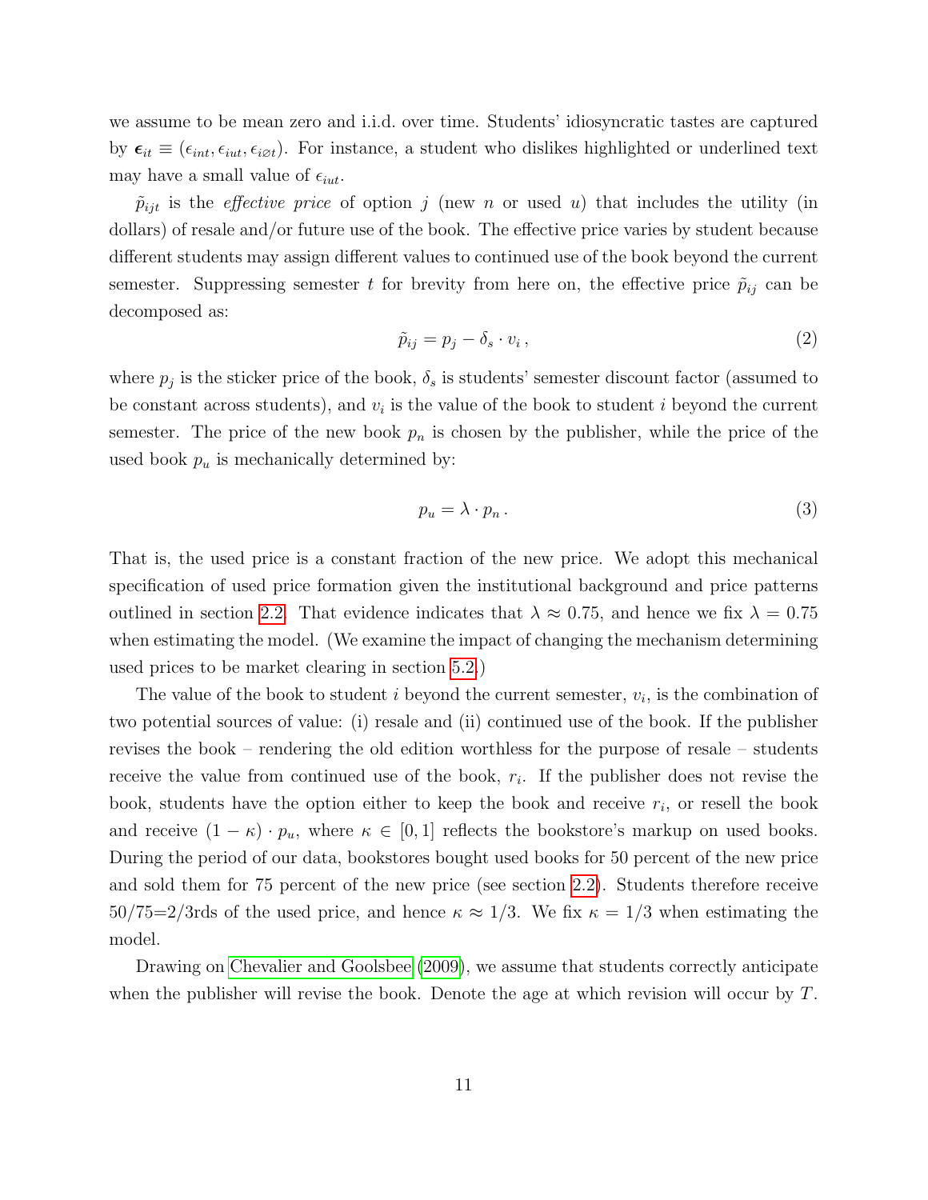we assume to be mean zero and i.i.d. over time. Students' idiosyncratic tastes are captured by $\boldsymbol{\epsilon}_{it} \equiv (\epsilon_{int}, \epsilon_{iut}, \epsilon_{i\varnothing t})$. For instance, a student who dislikes highlighted or underlined text may have a small value of $\epsilon_{iut}$.

$\tilde{p}_{ijt}$ is the *effective price* of option $j$ (new $n$ or used $u$) that includes the utility (in dollars) of resale and/or future use of the book. The effective price varies by student because different students may assign different values to continued use of the book beyond the current semester. Suppressing semester $t$ for brevity from here on, the effective price $\tilde{p}_{ij}$ can be decomposed as:

$$\tilde{p}_{ij} = p_j - \delta_s \cdot v_i \,, \tag{2}$$

where $p_j$ is the sticker price of the book, $\delta_s$ is students' semester discount factor (assumed to be constant across students), and $v_i$ is the value of the book to student $i$ beyond the current semester. The price of the new book $p_n$ is chosen by the publisher, while the price of the used book $p_u$ is mechanically determined by:

$$p_u = \lambda \cdot p_n \,. \tag{3}$$

That is, the used price is a constant fraction of the new price. We adopt this mechanical specification of used price formation given the institutional background and price patterns outlined in section 2.2. That evidence indicates that $\lambda \approx 0.75$, and hence we fix $\lambda = 0.75$ when estimating the model. (We examine the impact of changing the mechanism determining used prices to be market clearing in section 5.2.)

The value of the book to student $i$ beyond the current semester, $v_i$, is the combination of two potential sources of value: (i) resale and (ii) continued use of the book. If the publisher revises the book – rendering the old edition worthless for the purpose of resale – students receive the value from continued use of the book, $r_i$. If the publisher does not revise the book, students have the option either to keep the book and receive $r_i$, or resell the book and receive $(1 - \kappa) \cdot p_u$, where $\kappa \in [0, 1]$ reflects the bookstore's markup on used books. During the period of our data, bookstores bought used books for 50 percent of the new price and sold them for 75 percent of the new price (see section 2.2). Students therefore receive 50/75=2/3rds of the used price, and hence $\kappa \approx 1/3$. We fix $\kappa = 1/3$ when estimating the model.

Drawing on Chevalier and Goolsbee (2009), we assume that students correctly anticipate when the publisher will revise the book. Denote the age at which revision will occur by $T$.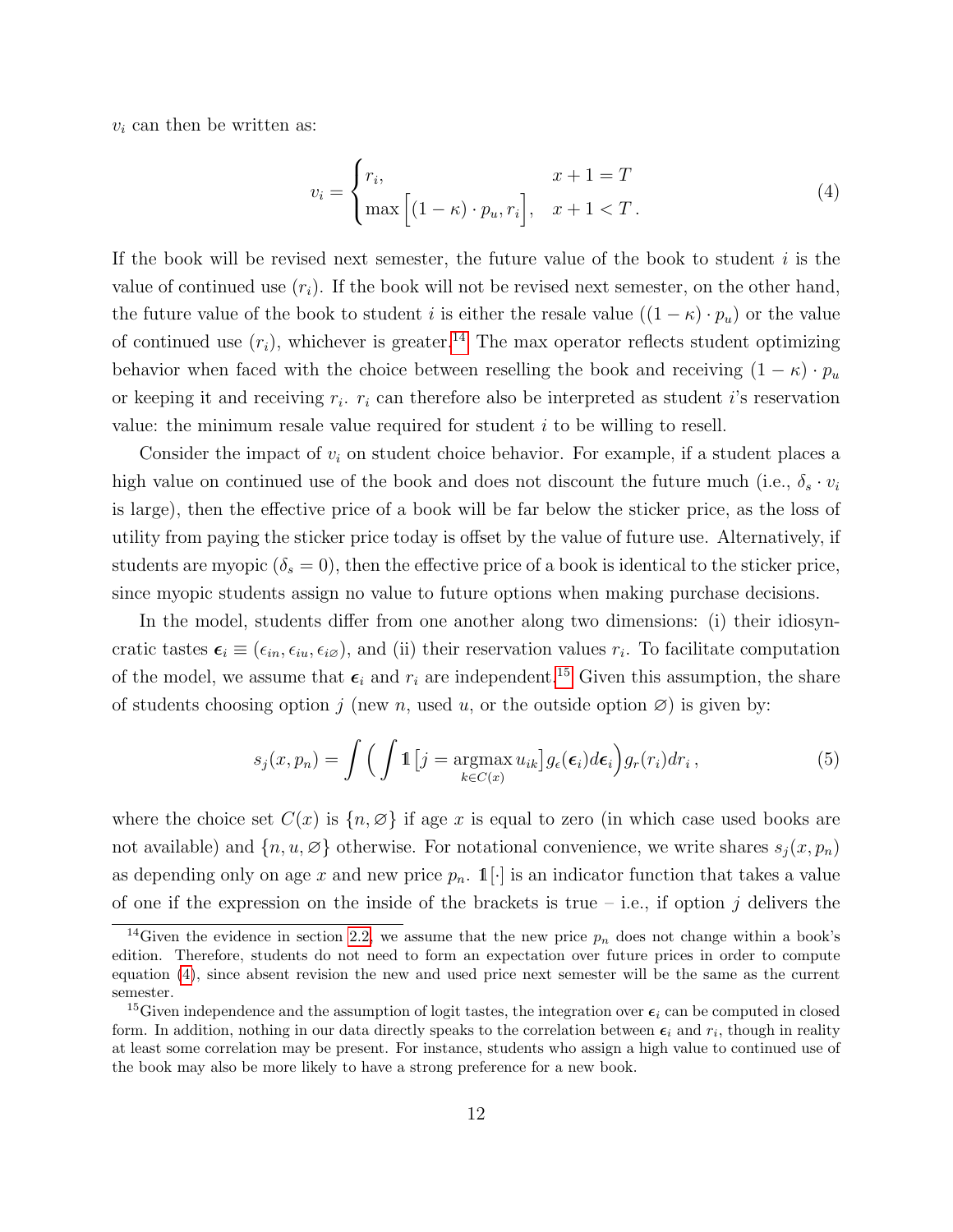$v_i$ can then be written as:

$$v_i = \begin{cases} r_i, & x+1 = T \\ \max\Big[(1-\kappa)\cdot p_u, r_i\Big], & x+1 < T\,. \end{cases} \tag{4}$$

If the book will be revised next semester, the future value of the book to student $i$ is the value of continued use ($r_i$). If the book will not be revised next semester, on the other hand, the future value of the book to student $i$ is either the resale value ($(1-\kappa)\cdot p_u$) or the value of continued use ($r_i$), whichever is greater.[14] The max operator reflects student optimizing behavior when faced with the choice between reselling the book and receiving $(1-\kappa)\cdot p_u$ or keeping it and receiving $r_i$. $r_i$ can therefore also be interpreted as student $i$'s reservation value: the minimum resale value required for student $i$ to be willing to resell.

Consider the impact of $v_i$ on student choice behavior. For example, if a student places a high value on continued use of the book and does not discount the future much (i.e., $\delta_s \cdot v_i$ is large), then the effective price of a book will be far below the sticker price, as the loss of utility from paying the sticker price today is offset by the value of future use. Alternatively, if students are myopic ($\delta_s = 0$), then the effective price of a book is identical to the sticker price, since myopic students assign no value to future options when making purchase decisions.

In the model, students differ from one another along two dimensions: (i) their idiosyncratic tastes $\boldsymbol{\epsilon}_i \equiv (\epsilon_{in}, \epsilon_{iu}, \epsilon_{i\varnothing})$, and (ii) their reservation values $r_i$. To facilitate computation of the model, we assume that $\boldsymbol{\epsilon}_i$ and $r_i$ are independent.[15] Given this assumption, the share of students choosing option $j$ (new $n$, used $u$, or the outside option $\varnothing$) is given by:

$$s_j(x, p_n) = \int \Big( \int \mathbb{1}\big[j = \underset{k \in C(x)}{\operatorname{argmax}}\, u_{ik}\big] g_\epsilon(\boldsymbol{\epsilon}_i) d\boldsymbol{\epsilon}_i \Big) g_r(r_i) dr_i\,, \tag{5}$$

where the choice set $C(x)$ is $\{n, \varnothing\}$ if age $x$ is equal to zero (in which case used books are not available) and $\{n, u, \varnothing\}$ otherwise. For notational convenience, we write shares $s_j(x, p_n)$ as depending only on age $x$ and new price $p_n$. $\mathbb{1}[\cdot]$ is an indicator function that takes a value of one if the expression on the inside of the brackets is true – i.e., if option $j$ delivers the

[14] Given the evidence in section 2.2, we assume that the new price $p_n$ does not change within a book's edition. Therefore, students do not need to form an expectation over future prices in order to compute equation (4), since absent revision the new and used price next semester will be the same as the current semester.

[15] Given independence and the assumption of logit tastes, the integration over $\boldsymbol{\epsilon}_i$ can be computed in closed form. In addition, nothing in our data directly speaks to the correlation between $\boldsymbol{\epsilon}_i$ and $r_i$, though in reality at least some correlation may be present. For instance, students who assign a high value to continued use of the book may also be more likely to have a strong preference for a new book.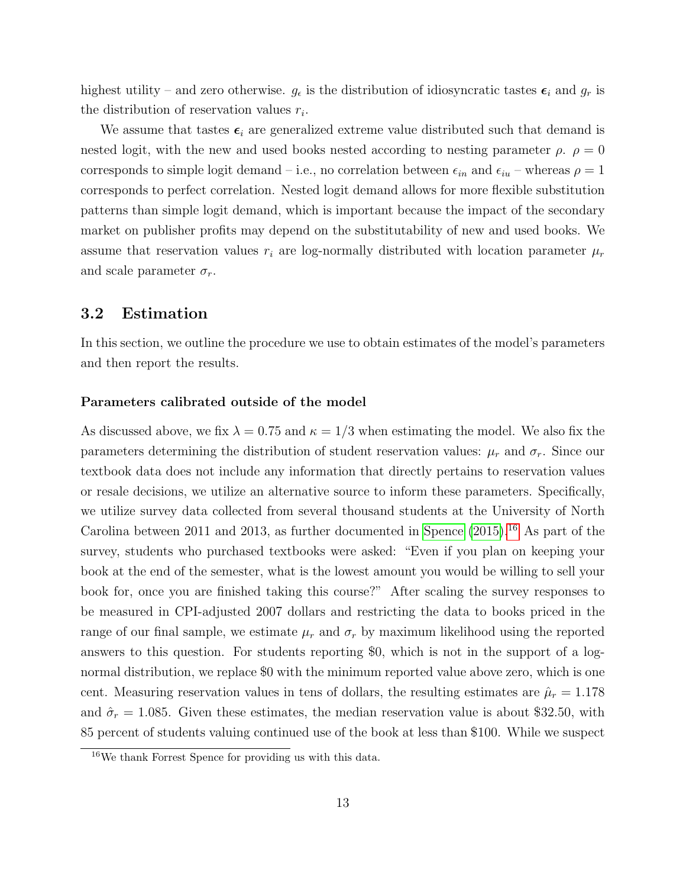highest utility – and zero otherwise. $g_\epsilon$ is the distribution of idiosyncratic tastes $\boldsymbol{\epsilon}_i$ and $g_r$ is the distribution of reservation values $r_i$.

We assume that tastes $\boldsymbol{\epsilon}_i$ are generalized extreme value distributed such that demand is nested logit, with the new and used books nested according to nesting parameter $\rho$. $\rho = 0$ corresponds to simple logit demand – i.e., no correlation between $\epsilon_{in}$ and $\epsilon_{iu}$ – whereas $\rho = 1$ corresponds to perfect correlation. Nested logit demand allows for more flexible substitution patterns than simple logit demand, which is important because the impact of the secondary market on publisher profits may depend on the substitutability of new and used books. We assume that reservation values $r_i$ are log-normally distributed with location parameter $\mu_r$ and scale parameter $\sigma_r$.

## 3.2 Estimation

In this section, we outline the procedure we use to obtain estimates of the model's parameters and then report the results.

#### Parameters calibrated outside of the model

As discussed above, we fix $\lambda = 0.75$ and $\kappa = 1/3$ when estimating the model. We also fix the parameters determining the distribution of student reservation values: $\mu_r$ and $\sigma_r$. Since our textbook data does not include any information that directly pertains to reservation values or resale decisions, we utilize an alternative source to inform these parameters. Specifically, we utilize survey data collected from several thousand students at the University of North Carolina between 2011 and 2013, as further documented in Spence (2015).[16] As part of the survey, students who purchased textbooks were asked: "Even if you plan on keeping your book at the end of the semester, what is the lowest amount you would be willing to sell your book for, once you are finished taking this course?" After scaling the survey responses to be measured in CPI-adjusted 2007 dollars and restricting the data to books priced in the range of our final sample, we estimate $\mu_r$ and $\sigma_r$ by maximum likelihood using the reported answers to this question. For students reporting \$0, which is not in the support of a log-normal distribution, we replace \$0 with the minimum reported value above zero, which is one cent. Measuring reservation values in tens of dollars, the resulting estimates are $\hat{\mu}_r = 1.178$ and $\hat{\sigma}_r = 1.085$. Given these estimates, the median reservation value is about \$32.50, with 85 percent of students valuing continued use of the book at less than \$100. While we suspect

[16] We thank Forrest Spence for providing us with this data.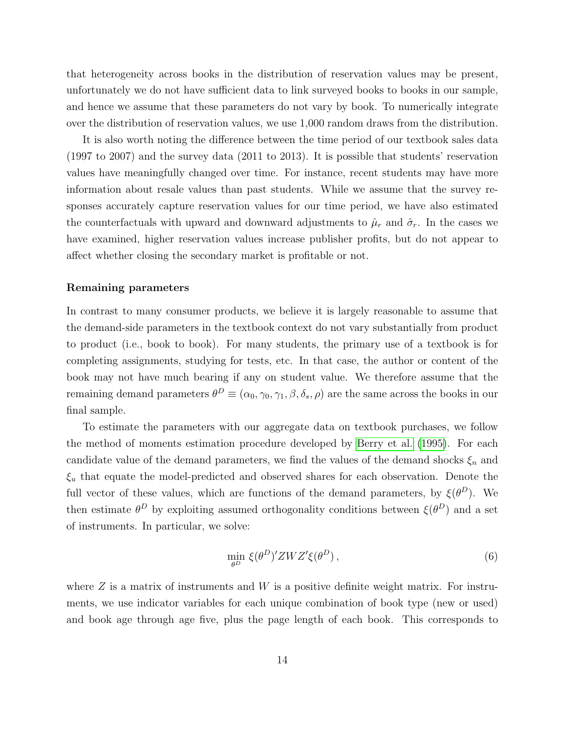that heterogeneity across books in the distribution of reservation values may be present, unfortunately we do not have sufficient data to link surveyed books to books in our sample, and hence we assume that these parameters do not vary by book. To numerically integrate over the distribution of reservation values, we use 1,000 random draws from the distribution.

It is also worth noting the difference between the time period of our textbook sales data (1997 to 2007) and the survey data (2011 to 2013). It is possible that students' reservation values have meaningfully changed over time. For instance, recent students may have more information about resale values than past students. While we assume that the survey responses accurately capture reservation values for our time period, we have also estimated the counterfactuals with upward and downward adjustments to $\hat{\mu}_r$ and $\hat{\sigma}_r$. In the cases we have examined, higher reservation values increase publisher profits, but do not appear to affect whether closing the secondary market is profitable or not.

**Remaining parameters**

In contrast to many consumer products, we believe it is largely reasonable to assume that the demand-side parameters in the textbook context do not vary substantially from product to product (i.e., book to book). For many students, the primary use of a textbook is for completing assignments, studying for tests, etc. In that case, the author or content of the book may not have much bearing if any on student value. We therefore assume that the remaining demand parameters $\theta^D \equiv (\alpha_0, \gamma_0, \gamma_1, \beta, \delta_s, \rho)$ are the same across the books in our final sample.

To estimate the parameters with our aggregate data on textbook purchases, we follow the method of moments estimation procedure developed by Berry et al. (1995). For each candidate value of the demand parameters, we find the values of the demand shocks $\xi_n$ and $\xi_u$ that equate the model-predicted and observed shares for each observation. Denote the full vector of these values, which are functions of the demand parameters, by $\xi(\theta^D)$. We then estimate $\theta^D$ by exploiting assumed orthogonality conditions between $\xi(\theta^D)$ and a set of instruments. In particular, we solve:

$$\min_{\theta^D} \; \xi(\theta^D)' Z W Z' \xi(\theta^D) \,, \tag{6}$$

where $Z$ is a matrix of instruments and $W$ is a positive definite weight matrix. For instruments, we use indicator variables for each unique combination of book type (new or used) and book age through age five, plus the page length of each book. This corresponds to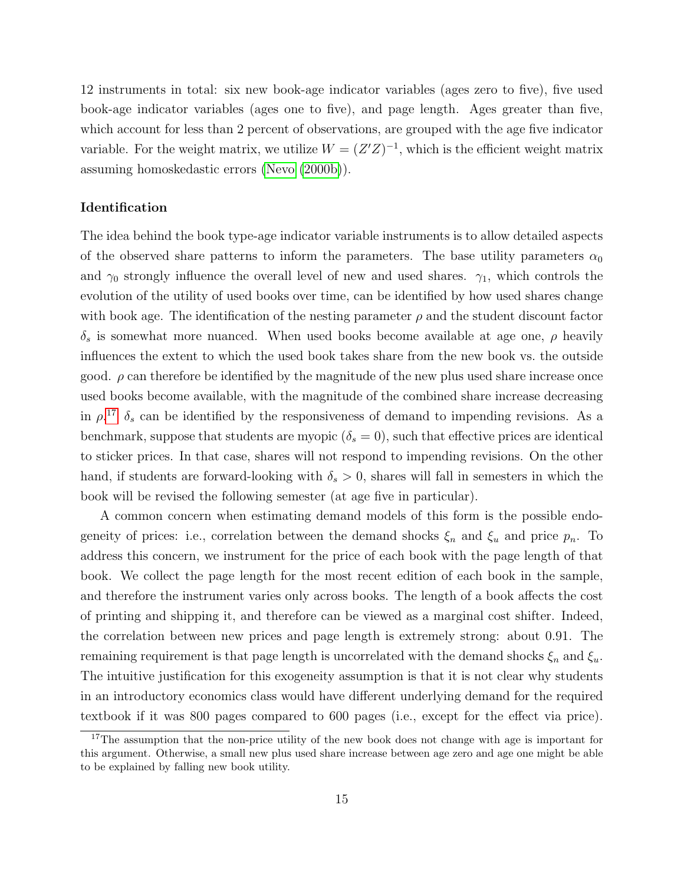12 instruments in total: six new book-age indicator variables (ages zero to five), five used book-age indicator variables (ages one to five), and page length. Ages greater than five, which account for less than 2 percent of observations, are grouped with the age five indicator variable. For the weight matrix, we utilize $W = (Z'Z)^{-1}$, which is the efficient weight matrix assuming homoskedastic errors (Nevo (2000b)).

### Identification

The idea behind the book type-age indicator variable instruments is to allow detailed aspects of the observed share patterns to inform the parameters. The base utility parameters $\alpha_0$ and $\gamma_0$ strongly influence the overall level of new and used shares. $\gamma_1$, which controls the evolution of the utility of used books over time, can be identified by how used shares change with book age. The identification of the nesting parameter $\rho$ and the student discount factor $\delta_s$ is somewhat more nuanced. When used books become available at age one, $\rho$ heavily influences the extent to which the used book takes share from the new book vs. the outside good. $\rho$ can therefore be identified by the magnitude of the new plus used share increase once used books become available, with the magnitude of the combined share increase decreasing in $\rho$.[17] $\delta_s$ can be identified by the responsiveness of demand to impending revisions. As a benchmark, suppose that students are myopic ($\delta_s = 0$), such that effective prices are identical to sticker prices. In that case, shares will not respond to impending revisions. On the other hand, if students are forward-looking with $\delta_s > 0$, shares will fall in semesters in which the book will be revised the following semester (at age five in particular).

A common concern when estimating demand models of this form is the possible endogeneity of prices: i.e., correlation between the demand shocks $\xi_n$ and $\xi_u$ and price $p_n$. To address this concern, we instrument for the price of each book with the page length of that book. We collect the page length for the most recent edition of each book in the sample, and therefore the instrument varies only across books. The length of a book affects the cost of printing and shipping it, and therefore can be viewed as a marginal cost shifter. Indeed, the correlation between new prices and page length is extremely strong: about 0.91. The remaining requirement is that page length is uncorrelated with the demand shocks $\xi_n$ and $\xi_u$. The intuitive justification for this exogeneity assumption is that it is not clear why students in an introductory economics class would have different underlying demand for the required textbook if it was 800 pages compared to 600 pages (i.e., except for the effect via price).

[17] The assumption that the non-price utility of the new book does not change with age is important for this argument. Otherwise, a small new plus used share increase between age zero and age one might be able to be explained by falling new book utility.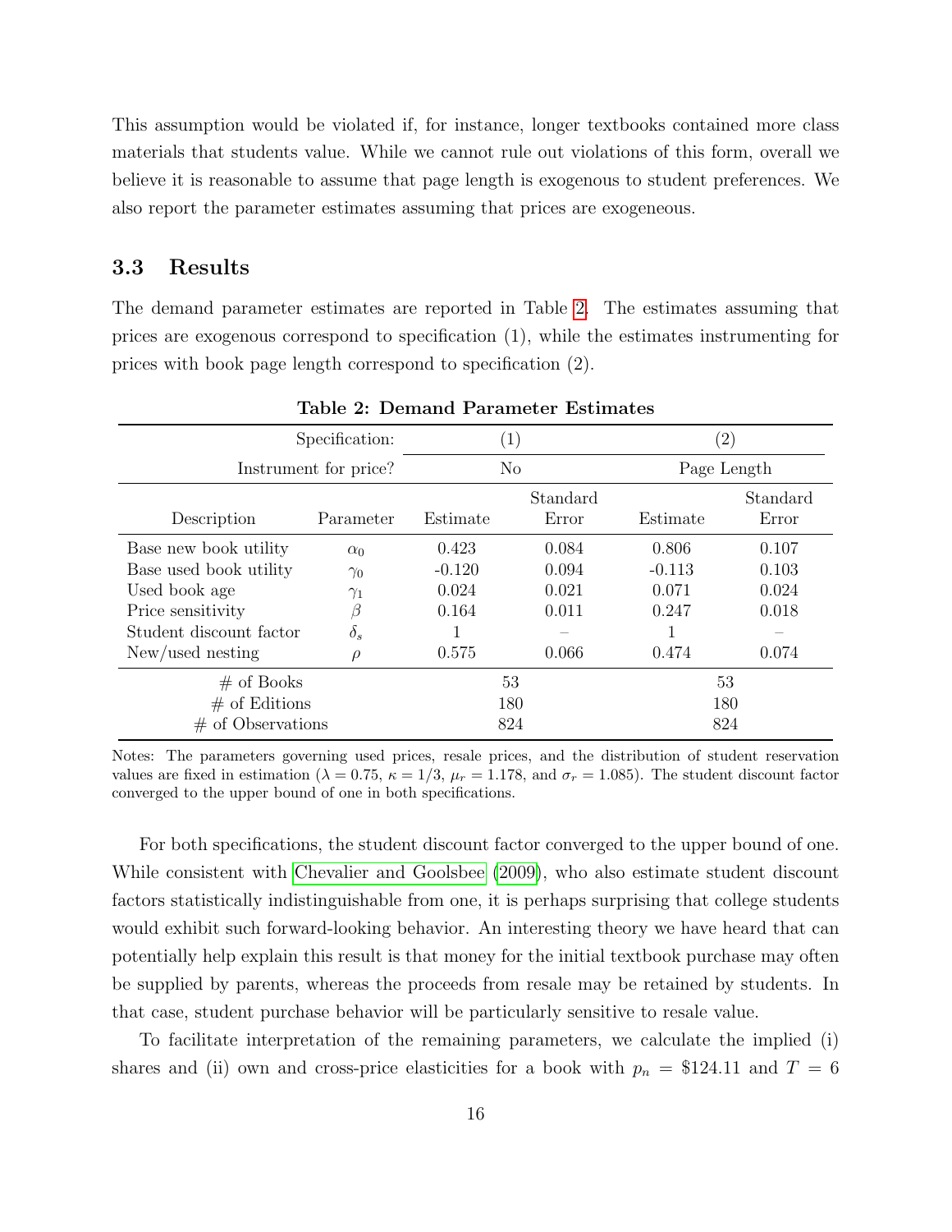This assumption would be violated if, for instance, longer textbooks contained more class materials that students value. While we cannot rule out violations of this form, overall we believe it is reasonable to assume that page length is exogenous to student preferences. We also report the parameter estimates assuming that prices are exogeneous.

### 3.3 Results

The demand parameter estimates are reported in Table 2. The estimates assuming that prices are exogenous correspond to specification (1), while the estimates instrumenting for prices with book page length correspond to specification (2).

**Table 2: Demand Parameter Estimates**

| | Specification: | (1) | | (2) | |
|---|---|---|---|---|---|
| | Instrument for price? | No | | Page Length | |
| Description | Parameter | Estimate | Standard Error | Estimate | Standard Error |
| Base new book utility | $\alpha_0$ | 0.423 | 0.084 | 0.806 | 0.107 |
| Base used book utility | $\gamma_0$ | -0.120 | 0.094 | -0.113 | 0.103 |
| Used book age | $\gamma_1$ | 0.024 | 0.021 | 0.071 | 0.024 |
| Price sensitivity | $\beta$ | 0.164 | 0.011 | 0.247 | 0.018 |
| Student discount factor | $\delta_s$ | 1 | – | 1 | – |
| New/used nesting | $\rho$ | 0.575 | 0.066 | 0.474 | 0.074 |
| # of Books | | 53 | | 53 | |
| # of Editions | | 180 | | 180 | |
| # of Observations | | 824 | | 824 | |

Notes: The parameters governing used prices, resale prices, and the distribution of student reservation values are fixed in estimation ($\lambda = 0.75$, $\kappa = 1/3$, $\mu_r = 1.178$, and $\sigma_r = 1.085$). The student discount factor converged to the upper bound of one in both specifications.

For both specifications, the student discount factor converged to the upper bound of one. While consistent with Chevalier and Goolsbee (2009), who also estimate student discount factors statistically indistinguishable from one, it is perhaps surprising that college students would exhibit such forward-looking behavior. An interesting theory we have heard that can potentially help explain this result is that money for the initial textbook purchase may often be supplied by parents, whereas the proceeds from resale may be retained by students. In that case, student purchase behavior will be particularly sensitive to resale value.

To facilitate interpretation of the remaining parameters, we calculate the implied (i) shares and (ii) own and cross-price elasticities for a book with $p_n = \$124.11$ and $T = 6$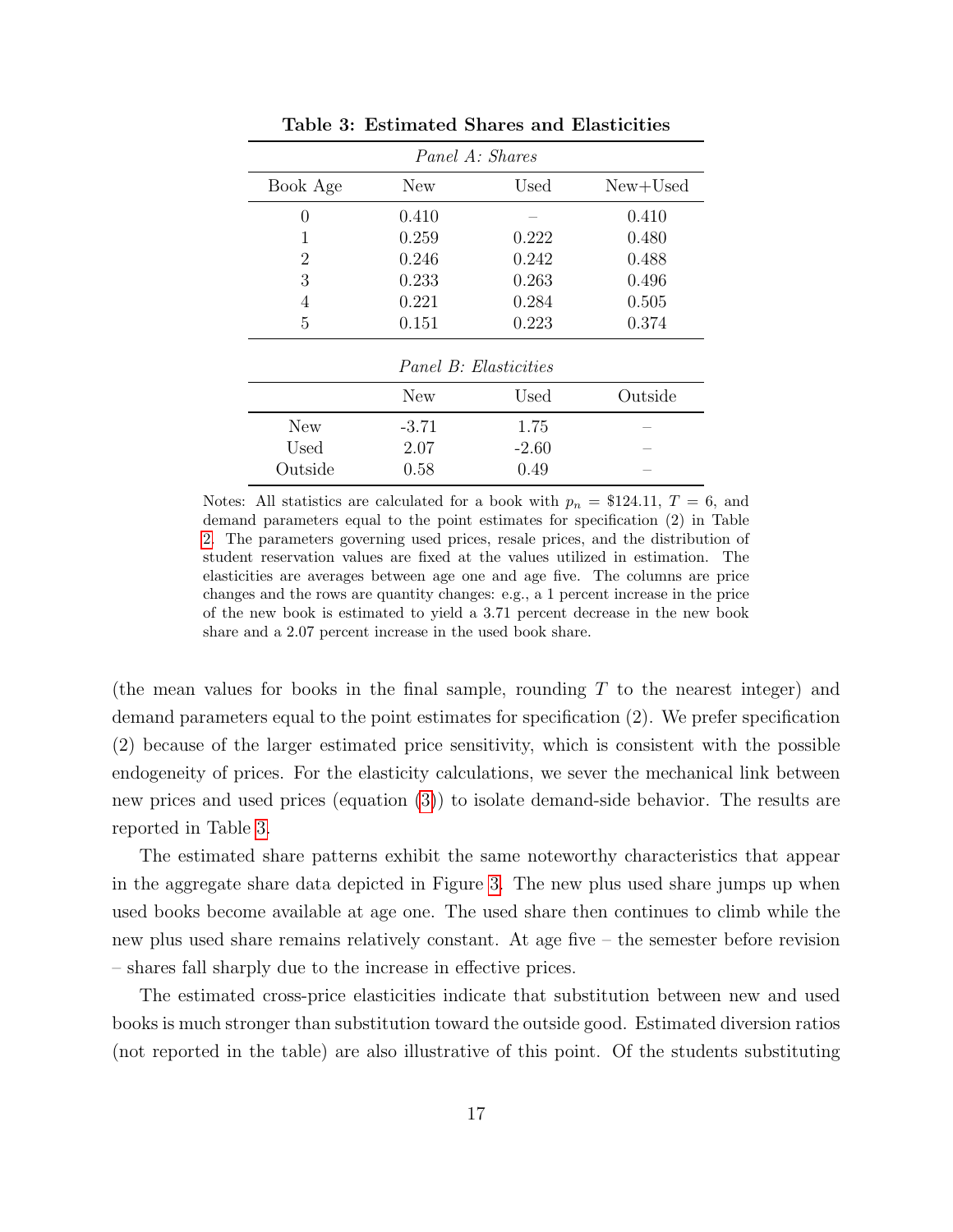**Table 3: Estimated Shares and Elasticities**

*Panel A: Shares*

| Book Age | New | Used | New+Used |
|---|---|---|---|
| 0 | 0.410 | – | 0.410 |
| 1 | 0.259 | 0.222 | 0.480 |
| 2 | 0.246 | 0.242 | 0.488 |
| 3 | 0.233 | 0.263 | 0.496 |
| 4 | 0.221 | 0.284 | 0.505 |
| 5 | 0.151 | 0.223 | 0.374 |

*Panel B: Elasticities*

| | New | Used | Outside |
|---|---|---|---|
| New | -3.71 | 1.75 | – |
| Used | 2.07 | -2.60 | – |
| Outside | 0.58 | 0.49 | – |

Notes: All statistics are calculated for a book with $p_n = \$124.11$, $T = 6$, and demand parameters equal to the point estimates for specification (2) in Table 2. The parameters governing used prices, resale prices, and the distribution of student reservation values are fixed at the values utilized in estimation. The elasticities are averages between age one and age five. The columns are price changes and the rows are quantity changes: e.g., a 1 percent increase in the price of the new book is estimated to yield a 3.71 percent decrease in the new book share and a 2.07 percent increase in the used book share.

(the mean values for books in the final sample, rounding $T$ to the nearest integer) and demand parameters equal to the point estimates for specification (2). We prefer specification (2) because of the larger estimated price sensitivity, which is consistent with the possible endogeneity of prices. For the elasticity calculations, we sever the mechanical link between new prices and used prices (equation (3)) to isolate demand-side behavior. The results are reported in Table 3.

The estimated share patterns exhibit the same noteworthy characteristics that appear in the aggregate share data depicted in Figure 3. The new plus used share jumps up when used books become available at age one. The used share then continues to climb while the new plus used share remains relatively constant. At age five – the semester before revision – shares fall sharply due to the increase in effective prices.

The estimated cross-price elasticities indicate that substitution between new and used books is much stronger than substitution toward the outside good. Estimated diversion ratios (not reported in the table) are also illustrative of this point. Of the students substituting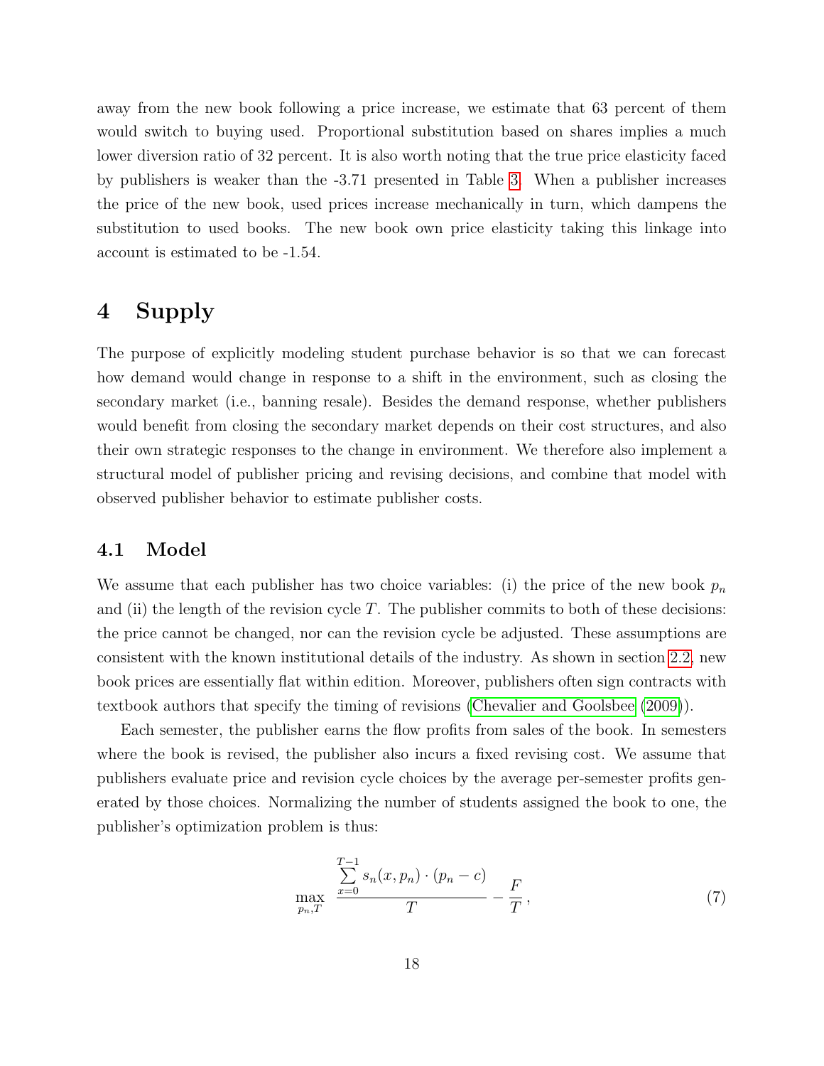away from the new book following a price increase, we estimate that 63 percent of them would switch to buying used. Proportional substitution based on shares implies a much lower diversion ratio of 32 percent. It is also worth noting that the true price elasticity faced by publishers is weaker than the -3.71 presented in Table 3. When a publisher increases the price of the new book, used prices increase mechanically in turn, which dampens the substitution to used books. The new book own price elasticity taking this linkage into account is estimated to be -1.54.

# 4 Supply

The purpose of explicitly modeling student purchase behavior is so that we can forecast how demand would change in response to a shift in the environment, such as closing the secondary market (i.e., banning resale). Besides the demand response, whether publishers would benefit from closing the secondary market depends on their cost structures, and also their own strategic responses to the change in environment. We therefore also implement a structural model of publisher pricing and revising decisions, and combine that model with observed publisher behavior to estimate publisher costs.

## 4.1 Model

We assume that each publisher has two choice variables: (i) the price of the new book $p_n$ and (ii) the length of the revision cycle $T$. The publisher commits to both of these decisions: the price cannot be changed, nor can the revision cycle be adjusted. These assumptions are consistent with the known institutional details of the industry. As shown in section 2.2, new book prices are essentially flat within edition. Moreover, publishers often sign contracts with textbook authors that specify the timing of revisions (Chevalier and Goolsbee (2009)).

Each semester, the publisher earns the flow profits from sales of the book. In semesters where the book is revised, the publisher also incurs a fixed revising cost. We assume that publishers evaluate price and revision cycle choices by the average per-semester profits generated by those choices. Normalizing the number of students assigned the book to one, the publisher's optimization problem is thus:

$$\max_{p_n, T} \; \frac{\sum_{x=0}^{T-1} s_n(x, p_n) \cdot (p_n - c)}{T} - \frac{F}{T}\,, \tag{7}$$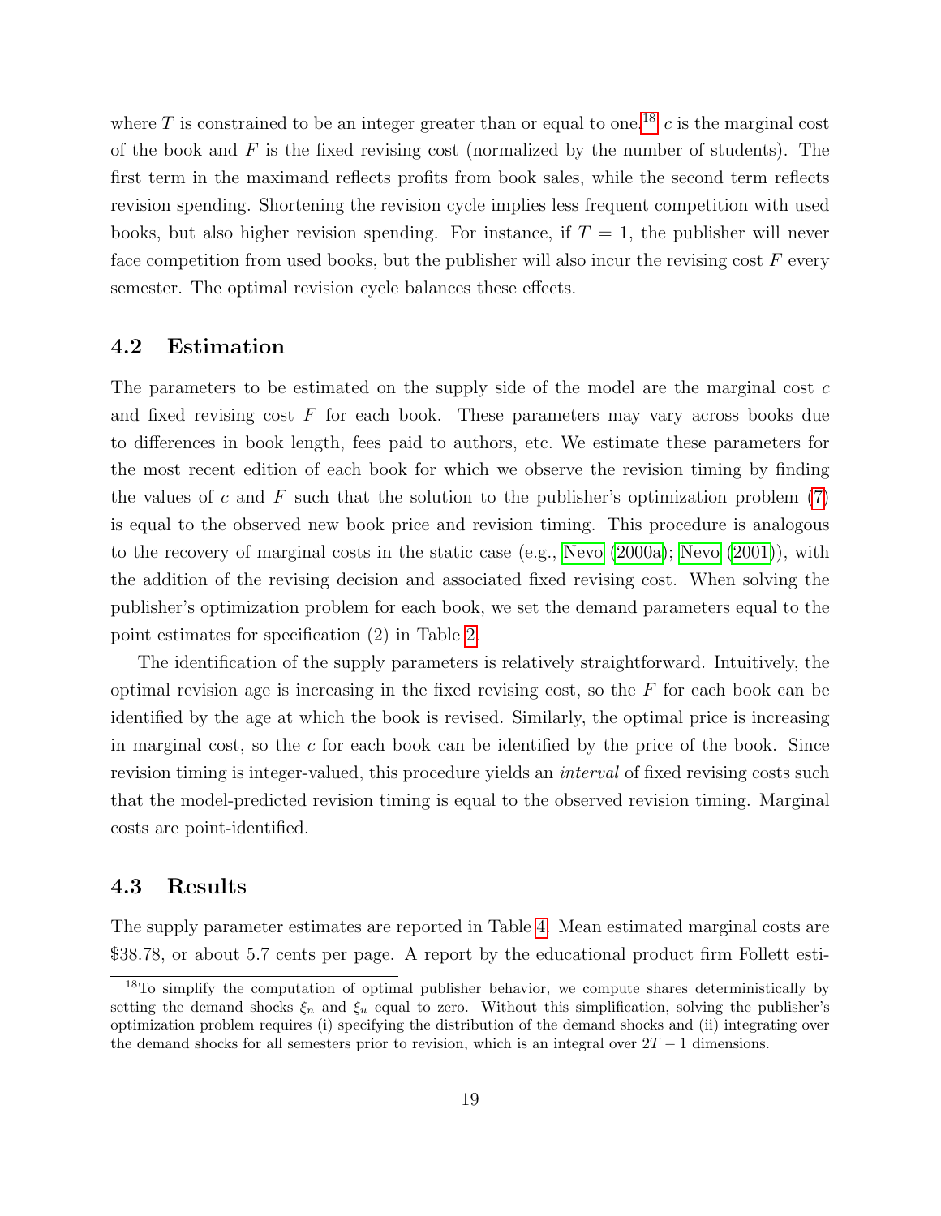where $T$ is constrained to be an integer greater than or equal to one,[18] $c$ is the marginal cost of the book and $F$ is the fixed revising cost (normalized by the number of students). The first term in the maximand reflects profits from book sales, while the second term reflects revision spending. Shortening the revision cycle implies less frequent competition with used books, but also higher revision spending. For instance, if $T = 1$, the publisher will never face competition from used books, but the publisher will also incur the revising cost $F$ every semester. The optimal revision cycle balances these effects.

## 4.2 Estimation

The parameters to be estimated on the supply side of the model are the marginal cost $c$ and fixed revising cost $F$ for each book. These parameters may vary across books due to differences in book length, fees paid to authors, etc. We estimate these parameters for the most recent edition of each book for which we observe the revision timing by finding the values of $c$ and $F$ such that the solution to the publisher's optimization problem (7) is equal to the observed new book price and revision timing. This procedure is analogous to the recovery of marginal costs in the static case (e.g., Nevo (2000a); Nevo (2001)), with the addition of the revising decision and associated fixed revising cost. When solving the publisher's optimization problem for each book, we set the demand parameters equal to the point estimates for specification (2) in Table 2.

The identification of the supply parameters is relatively straightforward. Intuitively, the optimal revision age is increasing in the fixed revising cost, so the $F$ for each book can be identified by the age at which the book is revised. Similarly, the optimal price is increasing in marginal cost, so the $c$ for each book can be identified by the price of the book. Since revision timing is integer-valued, this procedure yields an *interval* of fixed revising costs such that the model-predicted revision timing is equal to the observed revision timing. Marginal costs are point-identified.

## 4.3 Results

The supply parameter estimates are reported in Table 4. Mean estimated marginal costs are \$38.78, or about 5.7 cents per page. A report by the educational product firm Follett esti-

[18] To simplify the computation of optimal publisher behavior, we compute shares deterministically by setting the demand shocks $\xi_n$ and $\xi_u$ equal to zero. Without this simplification, solving the publisher's optimization problem requires (i) specifying the distribution of the demand shocks and (ii) integrating over the demand shocks for all semesters prior to revision, which is an integral over $2T - 1$ dimensions.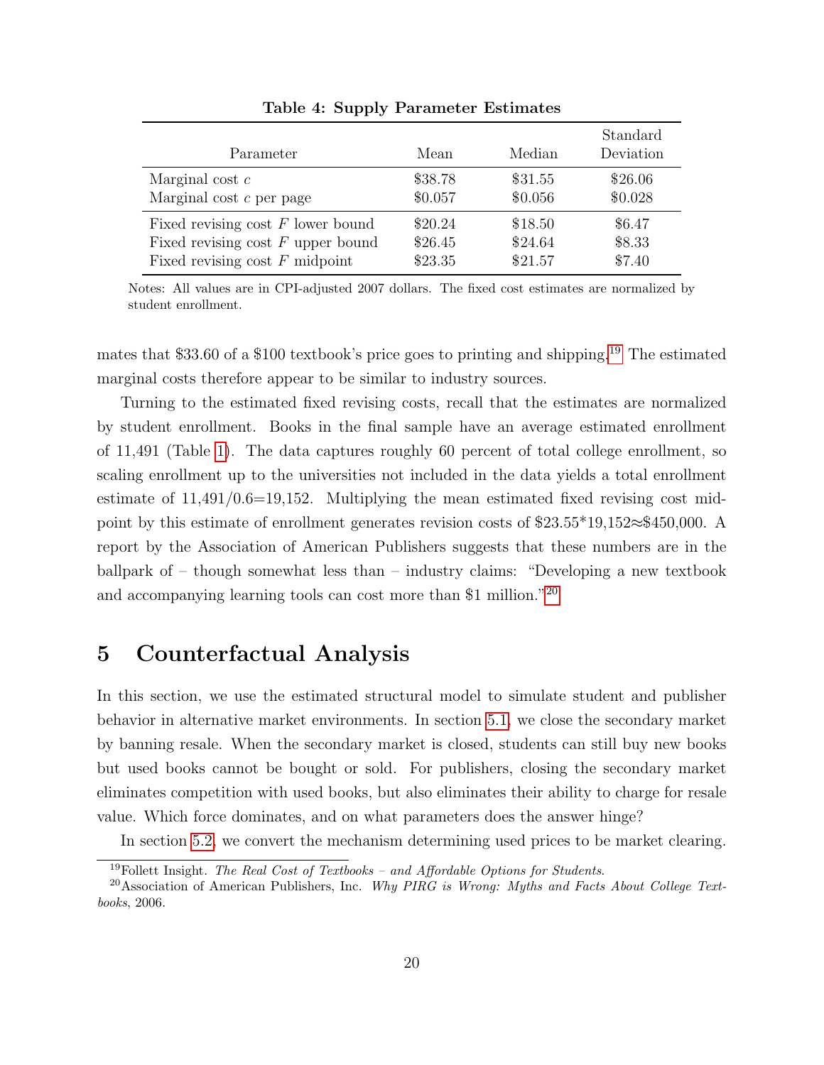**Table 4: Supply Parameter Estimates**

| Parameter | Mean | Median | Standard Deviation |
|---|---|---|---|
| Marginal cost $c$ | \$38.78 | \$31.55 | \$26.06 |
| Marginal cost $c$ per page | \$0.057 | \$0.056 | \$0.028 |
| Fixed revising cost $F$ lower bound | \$20.24 | \$18.50 | \$6.47 |
| Fixed revising cost $F$ upper bound | \$26.45 | \$24.64 | \$8.33 |
| Fixed revising cost $F$ midpoint | \$23.35 | \$21.57 | \$7.40 |

Notes: All values are in CPI-adjusted 2007 dollars. The fixed cost estimates are normalized by student enrollment.

mates that \$33.60 of a \$100 textbook's price goes to printing and shipping.[19] The estimated marginal costs therefore appear to be similar to industry sources.

Turning to the estimated fixed revising costs, recall that the estimates are normalized by student enrollment. Books in the final sample have an average estimated enrollment of 11,491 (Table 1). The data captures roughly 60 percent of total college enrollment, so scaling enrollment up to the universities not included in the data yields a total enrollment estimate of 11,491/0.6=19,152. Multiplying the mean estimated fixed revising cost midpoint by this estimate of enrollment generates revision costs of \$23.55*19,152≈\$450,000. A report by the Association of American Publishers suggests that these numbers are in the ballpark of – though somewhat less than – industry claims: "Developing a new textbook and accompanying learning tools can cost more than \$1 million."[20]

# 5 Counterfactual Analysis

In this section, we use the estimated structural model to simulate student and publisher behavior in alternative market environments. In section 5.1, we close the secondary market by banning resale. When the secondary market is closed, students can still buy new books but used books cannot be bought or sold. For publishers, closing the secondary market eliminates competition with used books, but also eliminates their ability to charge for resale value. Which force dominates, and on what parameters does the answer hinge?

In section 5.2, we convert the mechanism determining used prices to be market clearing.

[19] Follett Insight. *The Real Cost of Textbooks – and Affordable Options for Students*.

[20] Association of American Publishers, Inc. *Why PIRG is Wrong: Myths and Facts About College Textbooks*, 2006.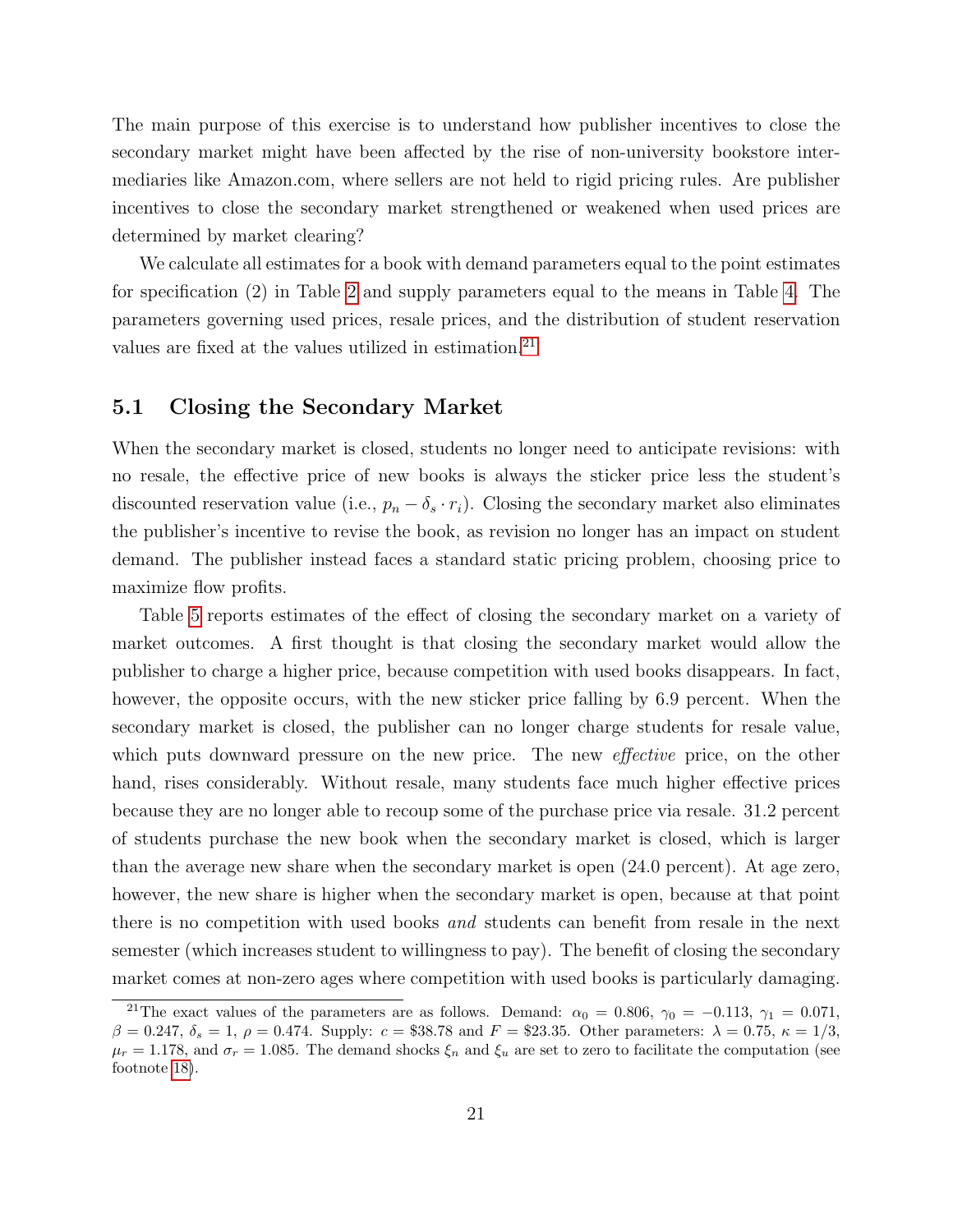The main purpose of this exercise is to understand how publisher incentives to close the secondary market might have been affected by the rise of non-university bookstore intermediaries like Amazon.com, where sellers are not held to rigid pricing rules. Are publisher incentives to close the secondary market strengthened or weakened when used prices are determined by market clearing?

We calculate all estimates for a book with demand parameters equal to the point estimates for specification (2) in Table 2 and supply parameters equal to the means in Table 4. The parameters governing used prices, resale prices, and the distribution of student reservation values are fixed at the values utilized in estimation.[21]

## 5.1 Closing the Secondary Market

When the secondary market is closed, students no longer need to anticipate revisions: with no resale, the effective price of new books is always the sticker price less the student's discounted reservation value (i.e., $p_n - \delta_s \cdot r_i$). Closing the secondary market also eliminates the publisher's incentive to revise the book, as revision no longer has an impact on student demand. The publisher instead faces a standard static pricing problem, choosing price to maximize flow profits.

Table 5 reports estimates of the effect of closing the secondary market on a variety of market outcomes. A first thought is that closing the secondary market would allow the publisher to charge a higher price, because competition with used books disappears. In fact, however, the opposite occurs, with the new sticker price falling by 6.9 percent. When the secondary market is closed, the publisher can no longer charge students for resale value, which puts downward pressure on the new price. The new *effective* price, on the other hand, rises considerably. Without resale, many students face much higher effective prices because they are no longer able to recoup some of the purchase price via resale. 31.2 percent of students purchase the new book when the secondary market is closed, which is larger than the average new share when the secondary market is open (24.0 percent). At age zero, however, the new share is higher when the secondary market is open, because at that point there is no competition with used books *and* students can benefit from resale in the next semester (which increases student to willingness to pay). The benefit of closing the secondary market comes at non-zero ages where competition with used books is particularly damaging.

[21] The exact values of the parameters are as follows. Demand: $\alpha_0 = 0.806$, $\gamma_0 = -0.113$, $\gamma_1 = 0.071$, $\beta = 0.247$, $\delta_s = 1$, $\rho = 0.474$. Supply: $c = \$38.78$ and $F = \$23.35$. Other parameters: $\lambda = 0.75$, $\kappa = 1/3$, $\mu_r = 1.178$, and $\sigma_r = 1.085$. The demand shocks $\xi_n$ and $\xi_u$ are set to zero to facilitate the computation (see footnote 18).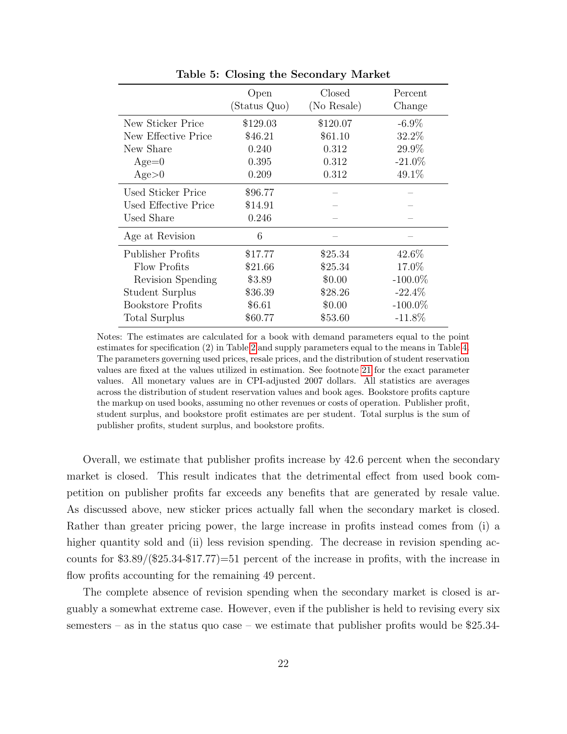**Table 5: Closing the Secondary Market**

| | Open (Status Quo) | Closed (No Resale) | Percent Change |
|---|---|---|---|
| New Sticker Price | \$129.03 | \$120.07 | -6.9% |
| New Effective Price | \$46.21 | \$61.10 | 32.2% |
| New Share | 0.240 | 0.312 | 29.9% |
| Age=0 | 0.395 | 0.312 | -21.0% |
| Age>0 | 0.209 | 0.312 | 49.1% |
| Used Sticker Price | \$96.77 | – | – |
| Used Effective Price | \$14.91 | – | – |
| Used Share | 0.246 | – | – |
| Age at Revision | 6 | – | – |
| Publisher Profits | \$17.77 | \$25.34 | 42.6% |
| Flow Profits | \$21.66 | \$25.34 | 17.0% |
| Revision Spending | \$3.89 | \$0.00 | -100.0% |
| Student Surplus | \$36.39 | \$28.26 | -22.4% |
| Bookstore Profits | \$6.61 | \$0.00 | -100.0% |
| Total Surplus | \$60.77 | \$53.60 | -11.8% |

Notes: The estimates are calculated for a book with demand parameters equal to the point estimates for specification (2) in Table 2 and supply parameters equal to the means in Table 4. The parameters governing used prices, resale prices, and the distribution of student reservation values are fixed at the values utilized in estimation. See footnote 21 for the exact parameter values. All monetary values are in CPI-adjusted 2007 dollars. All statistics are averages across the distribution of student reservation values and book ages. Bookstore profits capture the markup on used books, assuming no other revenues or costs of operation. Publisher profit, student surplus, and bookstore profit estimates are per student. Total surplus is the sum of publisher profits, student surplus, and bookstore profits.

Overall, we estimate that publisher profits increase by 42.6 percent when the secondary market is closed. This result indicates that the detrimental effect from used book competition on publisher profits far exceeds any benefits that are generated by resale value. As discussed above, new sticker prices actually fall when the secondary market is closed. Rather than greater pricing power, the large increase in profits instead comes from (i) a higher quantity sold and (ii) less revision spending. The decrease in revision spending accounts for \$3.89/(\$25.34-\$17.77)=51 percent of the increase in profits, with the increase in flow profits accounting for the remaining 49 percent.

The complete absence of revision spending when the secondary market is closed is arguably a somewhat extreme case. However, even if the publisher is held to revising every six semesters – as in the status quo case – we estimate that publisher profits would be \$25.34-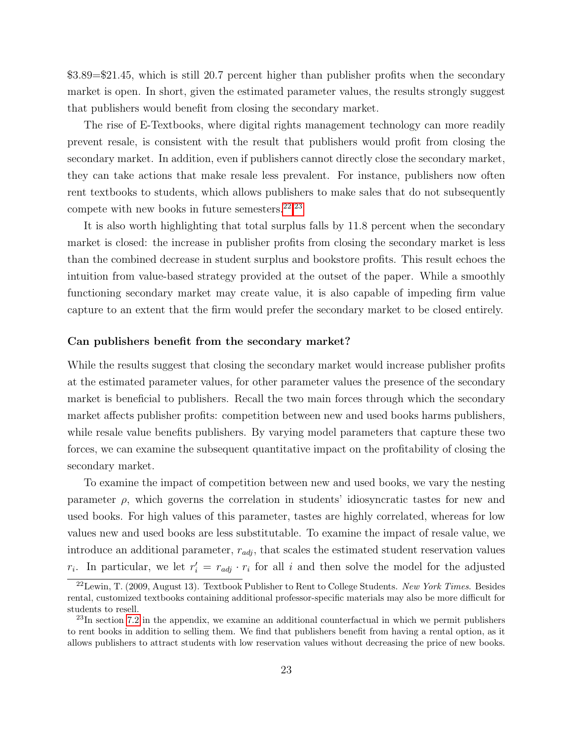$3.89=$21.45, which is still 20.7 percent higher than publisher profits when the secondary market is open. In short, given the estimated parameter values, the results strongly suggest that publishers would benefit from closing the secondary market.

The rise of E-Textbooks, where digital rights management technology can more readily prevent resale, is consistent with the result that publishers would profit from closing the secondary market. In addition, even if publishers cannot directly close the secondary market, they can take actions that make resale less prevalent. For instance, publishers now often rent textbooks to students, which allows publishers to make sales that do not subsequently compete with new books in future semesters.[22][23]

It is also worth highlighting that total surplus falls by 11.8 percent when the secondary market is closed: the increase in publisher profits from closing the secondary market is less than the combined decrease in student surplus and bookstore profits. This result echoes the intuition from value-based strategy provided at the outset of the paper. While a smoothly functioning secondary market may create value, it is also capable of impeding firm value capture to an extent that the firm would prefer the secondary market to be closed entirely.

**Can publishers benefit from the secondary market?**

While the results suggest that closing the secondary market would increase publisher profits at the estimated parameter values, for other parameter values the presence of the secondary market is beneficial to publishers. Recall the two main forces through which the secondary market affects publisher profits: competition between new and used books harms publishers, while resale value benefits publishers. By varying model parameters that capture these two forces, we can examine the subsequent quantitative impact on the profitability of closing the secondary market.

To examine the impact of competition between new and used books, we vary the nesting parameter $\rho$, which governs the correlation in students' idiosyncratic tastes for new and used books. For high values of this parameter, tastes are highly correlated, whereas for low values new and used books are less substitutable. To examine the impact of resale value, we introduce an additional parameter, $r_{adj}$, that scales the estimated student reservation values $r_i$. In particular, we let $r_i' = r_{adj} \cdot r_i$ for all $i$ and then solve the model for the adjusted

[22] Lewin, T. (2009, August 13). Textbook Publisher to Rent to College Students. *New York Times.* Besides rental, customized textbooks containing additional professor-specific materials may also be more difficult for students to resell.

[23] In section 7.2 in the appendix, we examine an additional counterfactual in which we permit publishers to rent books in addition to selling them. We find that publishers benefit from having a rental option, as it allows publishers to attract students with low reservation values without decreasing the price of new books.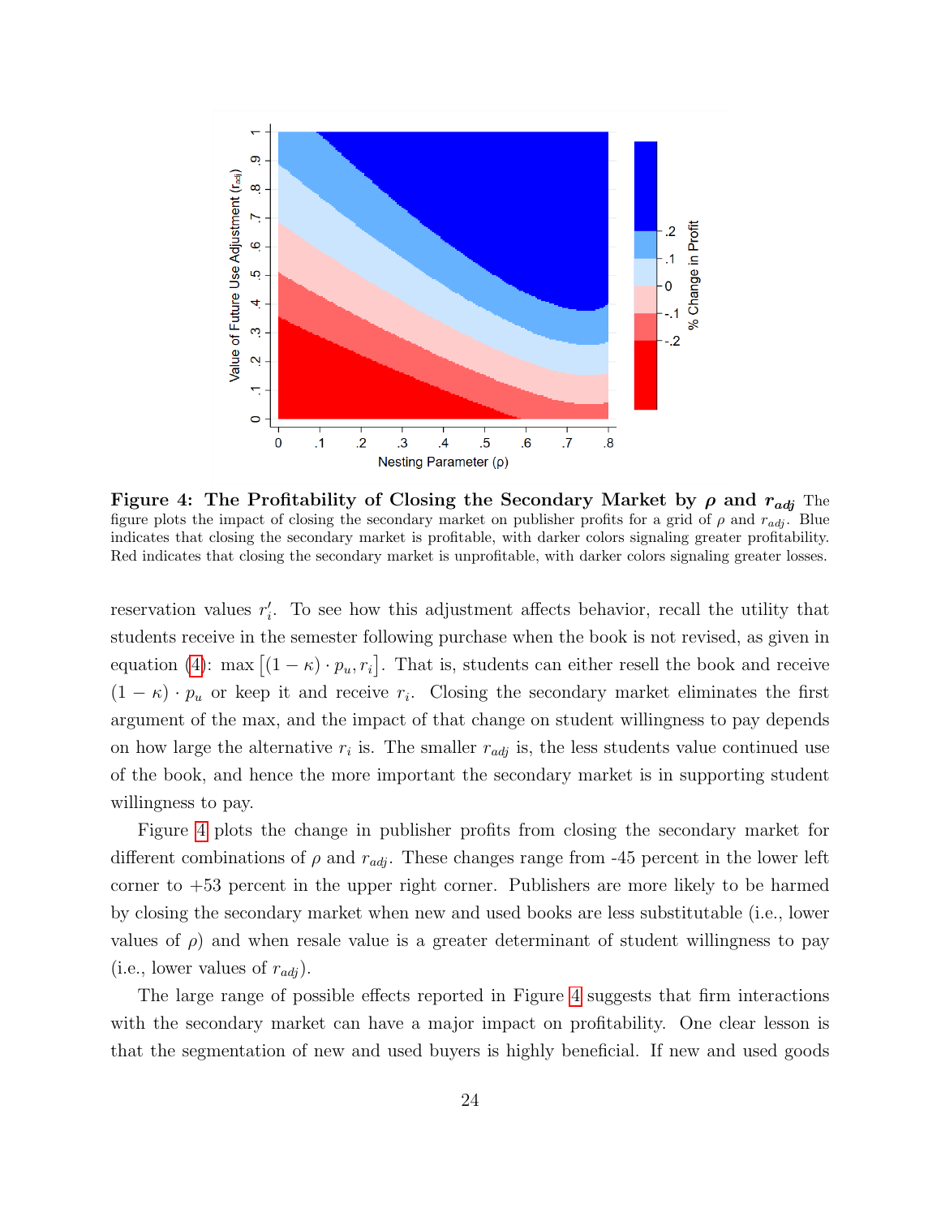**Figure 4: The Profitability of Closing the Secondary Market by $\rho$ and $r_{adj}$** The figure plots the impact of closing the secondary market on publisher profits for a grid of $\rho$ and $r_{adj}$. Blue indicates that closing the secondary market is profitable, with darker colors signaling greater profitability. Red indicates that closing the secondary market is unprofitable, with darker colors signaling greater losses.

reservation values $r_i'$. To see how this adjustment affects behavior, recall the utility that students receive in the semester following purchase when the book is not revised, as given in equation (4): $\max\left[(1-\kappa)\cdot p_u, r_i\right]$. That is, students can either resell the book and receive $(1-\kappa)\cdot p_u$ or keep it and receive $r_i$. Closing the secondary market eliminates the first argument of the max, and the impact of that change on student willingness to pay depends on how large the alternative $r_i$ is. The smaller $r_{adj}$ is, the less students value continued use of the book, and hence the more important the secondary market is in supporting student willingness to pay.

Figure 4 plots the change in publisher profits from closing the secondary market for different combinations of $\rho$ and $r_{adj}$. These changes range from -45 percent in the lower left corner to +53 percent in the upper right corner. Publishers are more likely to be harmed by closing the secondary market when new and used books are less substitutable (i.e., lower values of $\rho$) and when resale value is a greater determinant of student willingness to pay (i.e., lower values of $r_{adj}$).

The large range of possible effects reported in Figure 4 suggests that firm interactions with the secondary market can have a major impact on profitability. One clear lesson is that the segmentation of new and used buyers is highly beneficial. If new and used goods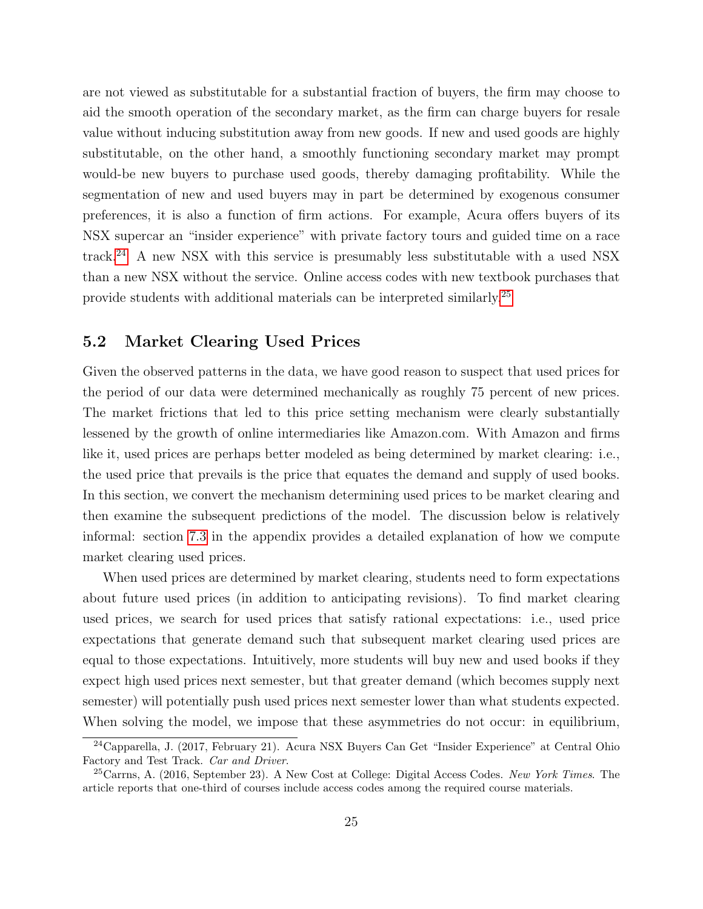are not viewed as substitutable for a substantial fraction of buyers, the firm may choose to aid the smooth operation of the secondary market, as the firm can charge buyers for resale value without inducing substitution away from new goods. If new and used goods are highly substitutable, on the other hand, a smoothly functioning secondary market may prompt would-be new buyers to purchase used goods, thereby damaging profitability. While the segmentation of new and used buyers may in part be determined by exogenous consumer preferences, it is also a function of firm actions. For example, Acura offers buyers of its NSX supercar an "insider experience" with private factory tours and guided time on a race track.[24] A new NSX with this service is presumably less substitutable with a used NSX than a new NSX without the service. Online access codes with new textbook purchases that provide students with additional materials can be interpreted similarly.[25]

## 5.2 Market Clearing Used Prices

Given the observed patterns in the data, we have good reason to suspect that used prices for the period of our data were determined mechanically as roughly 75 percent of new prices. The market frictions that led to this price setting mechanism were clearly substantially lessened by the growth of online intermediaries like Amazon.com. With Amazon and firms like it, used prices are perhaps better modeled as being determined by market clearing: i.e., the used price that prevails is the price that equates the demand and supply of used books. In this section, we convert the mechanism determining used prices to be market clearing and then examine the subsequent predictions of the model. The discussion below is relatively informal: section 7.3 in the appendix provides a detailed explanation of how we compute market clearing used prices.

When used prices are determined by market clearing, students need to form expectations about future used prices (in addition to anticipating revisions). To find market clearing used prices, we search for used prices that satisfy rational expectations: i.e., used price expectations that generate demand such that subsequent market clearing used prices are equal to those expectations. Intuitively, more students will buy new and used books if they expect high used prices next semester, but that greater demand (which becomes supply next semester) will potentially push used prices next semester lower than what students expected. When solving the model, we impose that these asymmetries do not occur: in equilibrium,

[24] Capparella, J. (2017, February 21). Acura NSX Buyers Can Get "Insider Experience" at Central Ohio Factory and Test Track. *Car and Driver*.

[25] Carrns, A. (2016, September 23). A New Cost at College: Digital Access Codes. *New York Times*. The article reports that one-third of courses include access codes among the required course materials.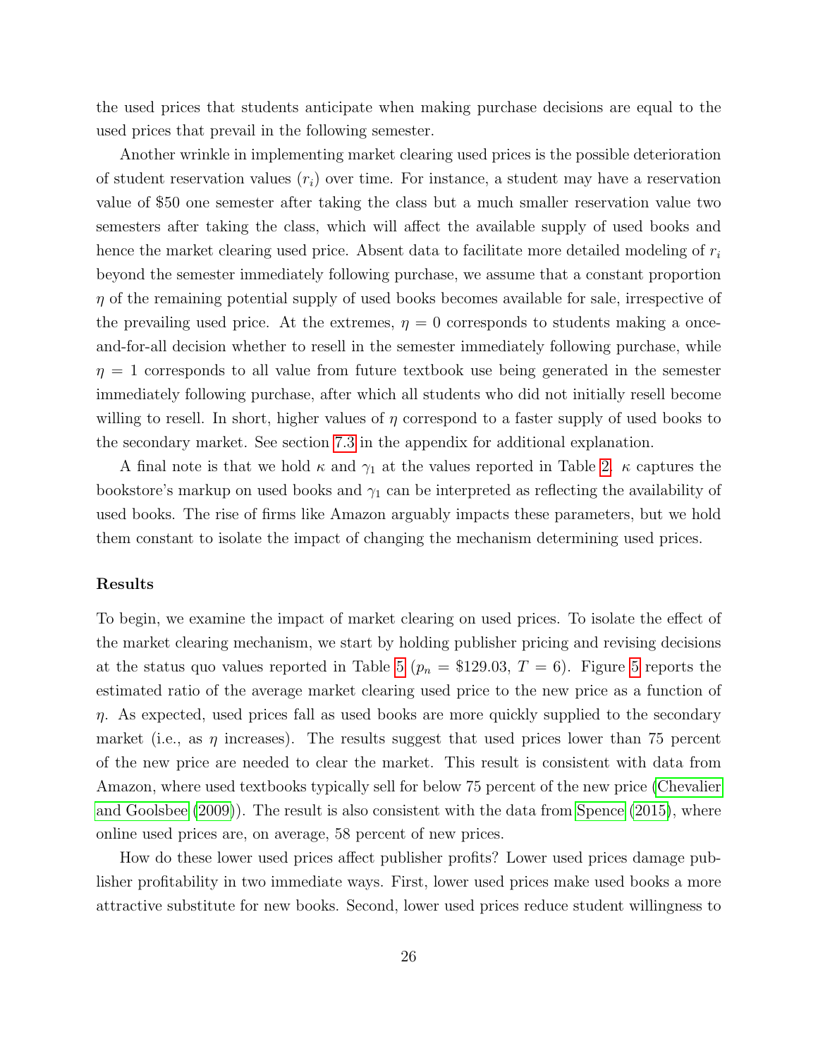the used prices that students anticipate when making purchase decisions are equal to the used prices that prevail in the following semester.

Another wrinkle in implementing market clearing used prices is the possible deterioration of student reservation values ($r_i$) over time. For instance, a student may have a reservation value of \$50 one semester after taking the class but a much smaller reservation value two semesters after taking the class, which will affect the available supply of used books and hence the market clearing used price. Absent data to facilitate more detailed modeling of $r_i$ beyond the semester immediately following purchase, we assume that a constant proportion $\eta$ of the remaining potential supply of used books becomes available for sale, irrespective of the prevailing used price. At the extremes, $\eta = 0$ corresponds to students making a once-and-for-all decision whether to resell in the semester immediately following purchase, while $\eta = 1$ corresponds to all value from future textbook use being generated in the semester immediately following purchase, after which all students who did not initially resell become willing to resell. In short, higher values of $\eta$ correspond to a faster supply of used books to the secondary market. See section 7.3 in the appendix for additional explanation.

A final note is that we hold $\kappa$ and $\gamma_1$ at the values reported in Table 2. $\kappa$ captures the bookstore's markup on used books and $\gamma_1$ can be interpreted as reflecting the availability of used books. The rise of firms like Amazon arguably impacts these parameters, but we hold them constant to isolate the impact of changing the mechanism determining used prices.

### Results

To begin, we examine the impact of market clearing on used prices. To isolate the effect of the market clearing mechanism, we start by holding publisher pricing and revising decisions at the status quo values reported in Table 5 ($p_n$ = \$129.03, $T = 6$). Figure 5 reports the estimated ratio of the average market clearing used price to the new price as a function of $\eta$. As expected, used prices fall as used books are more quickly supplied to the secondary market (i.e., as $\eta$ increases). The results suggest that used prices lower than 75 percent of the new price are needed to clear the market. This result is consistent with data from Amazon, where used textbooks typically sell for below 75 percent of the new price (Chevalier and Goolsbee (2009)). The result is also consistent with the data from Spence (2015), where online used prices are, on average, 58 percent of new prices.

How do these lower used prices affect publisher profits? Lower used prices damage publisher profitability in two immediate ways. First, lower used prices make used books a more attractive substitute for new books. Second, lower used prices reduce student willingness to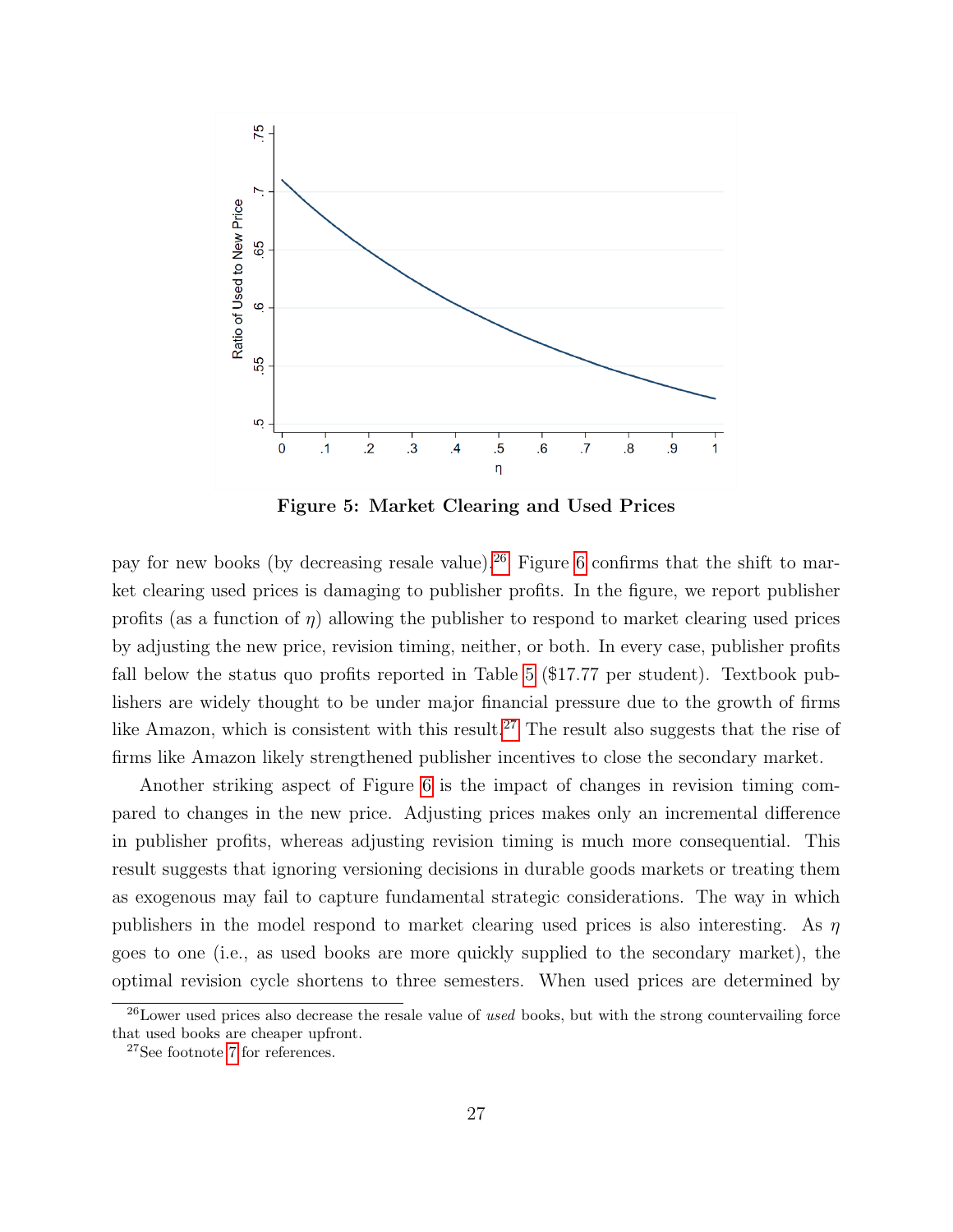**Figure 5: Market Clearing and Used Prices**

pay for new books (by decreasing resale value).[26] Figure 6 confirms that the shift to market clearing used prices is damaging to publisher profits. In the figure, we report publisher profits (as a function of $\eta$) allowing the publisher to respond to market clearing used prices by adjusting the new price, revision timing, neither, or both. In every case, publisher profits fall below the status quo profits reported in Table 5 ($17.77 per student). Textbook publishers are widely thought to be under major financial pressure due to the growth of firms like Amazon, which is consistent with this result.[27] The result also suggests that the rise of firms like Amazon likely strengthened publisher incentives to close the secondary market.

Another striking aspect of Figure 6 is the impact of changes in revision timing compared to changes in the new price. Adjusting prices makes only an incremental difference in publisher profits, whereas adjusting revision timing is much more consequential. This result suggests that ignoring versioning decisions in durable goods markets or treating them as exogenous may fail to capture fundamental strategic considerations. The way in which publishers in the model respond to market clearing used prices is also interesting. As $\eta$ goes to one (i.e., as used books are more quickly supplied to the secondary market), the optimal revision cycle shortens to three semesters. When used prices are determined by

[26] Lower used prices also decrease the resale value of *used* books, but with the strong countervailing force that used books are cheaper upfront.

[27] See footnote 7 for references.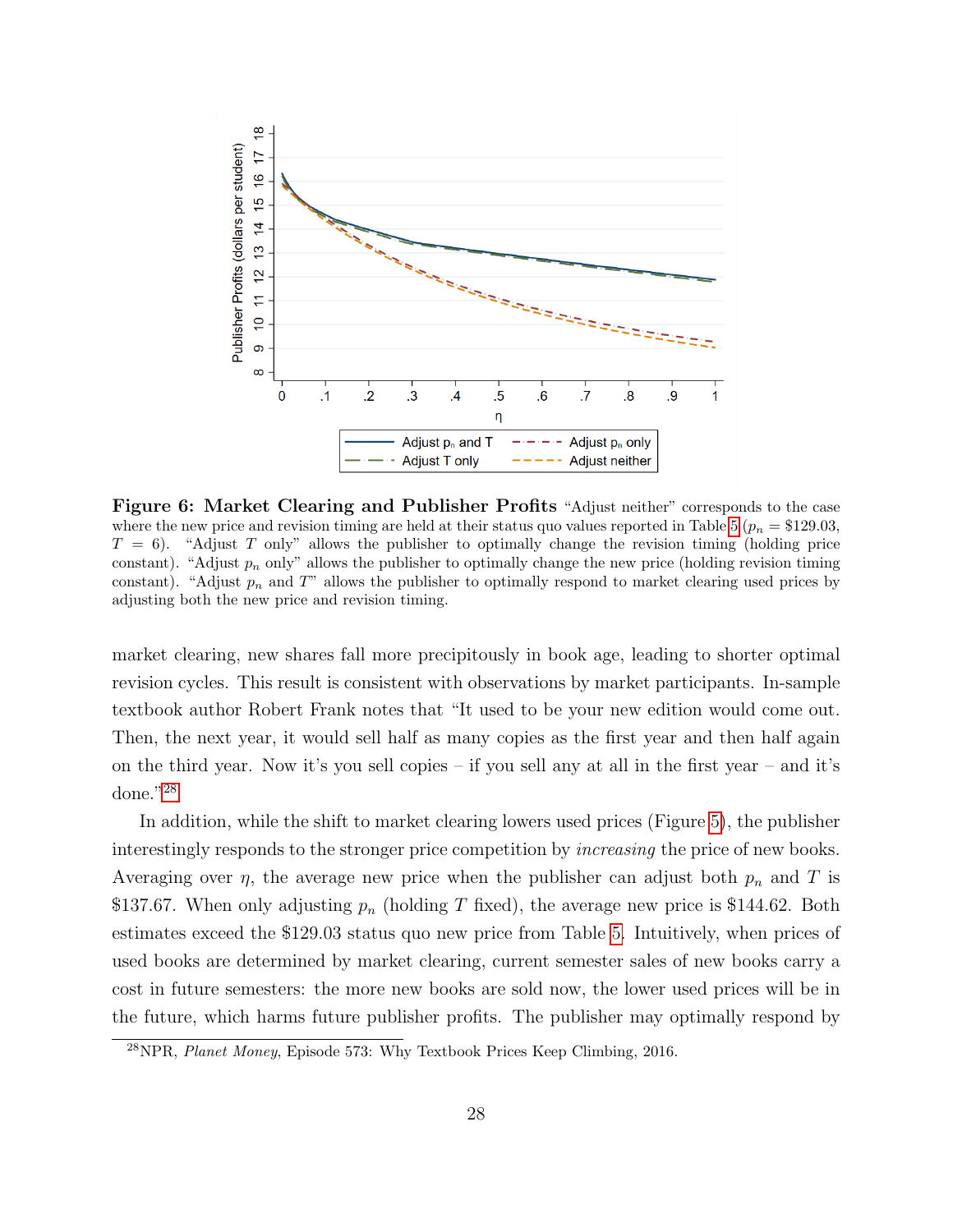**Figure 6: Market Clearing and Publisher Profits** "Adjust neither" corresponds to the case where the new price and revision timing are held at their status quo values reported in Table 5 ($p_n$ = \$129.03, $T = 6$). "Adjust $T$ only" allows the publisher to optimally change the revision timing (holding price constant). "Adjust $p_n$ only" allows the publisher to optimally change the new price (holding revision timing constant). "Adjust $p_n$ and $T$" allows the publisher to optimally respond to market clearing used prices by adjusting both the new price and revision timing.

market clearing, new shares fall more precipitously in book age, leading to shorter optimal revision cycles. This result is consistent with observations by market participants. In-sample textbook author Robert Frank notes that "It used to be your new edition would come out. Then, the next year, it would sell half as many copies as the first year and then half again on the third year. Now it's you sell copies – if you sell any at all in the first year – and it's done."[28]

In addition, while the shift to market clearing lowers used prices (Figure 5), the publisher interestingly responds to the stronger price competition by *increasing* the price of new books. Averaging over $\eta$, the average new price when the publisher can adjust both $p_n$ and $T$ is \$137.67. When only adjusting $p_n$ (holding $T$ fixed), the average new price is \$144.62. Both estimates exceed the \$129.03 status quo new price from Table 5. Intuitively, when prices of used books are determined by market clearing, current semester sales of new books carry a cost in future semesters: the more new books are sold now, the lower used prices will be in the future, which harms future publisher profits. The publisher may optimally respond by

[28] NPR, *Planet Money*, Episode 573: Why Textbook Prices Keep Climbing, 2016.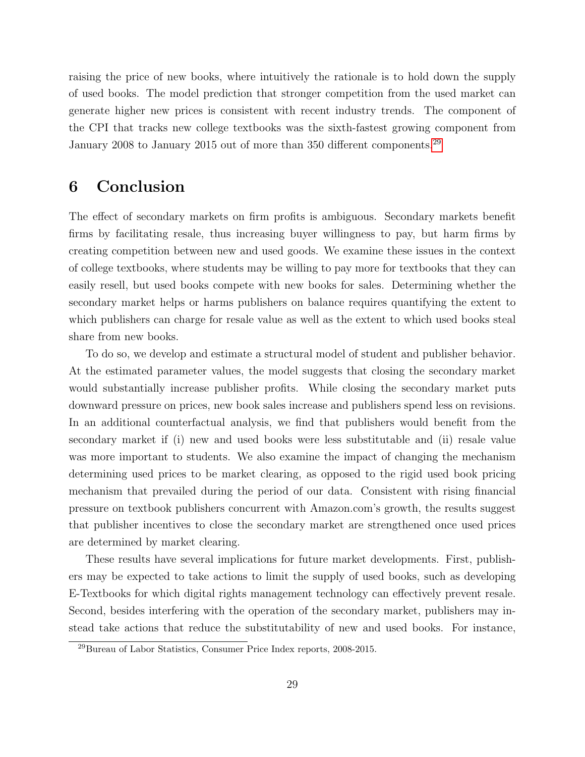raising the price of new books, where intuitively the rationale is to hold down the supply of used books. The model prediction that stronger competition from the used market can generate higher new prices is consistent with recent industry trends. The component of the CPI that tracks new college textbooks was the sixth-fastest growing component from January 2008 to January 2015 out of more than 350 different components.[29]

# 6 Conclusion

The effect of secondary markets on firm profits is ambiguous. Secondary markets benefit firms by facilitating resale, thus increasing buyer willingness to pay, but harm firms by creating competition between new and used goods. We examine these issues in the context of college textbooks, where students may be willing to pay more for textbooks that they can easily resell, but used books compete with new books for sales. Determining whether the secondary market helps or harms publishers on balance requires quantifying the extent to which publishers can charge for resale value as well as the extent to which used books steal share from new books.

To do so, we develop and estimate a structural model of student and publisher behavior. At the estimated parameter values, the model suggests that closing the secondary market would substantially increase publisher profits. While closing the secondary market puts downward pressure on prices, new book sales increase and publishers spend less on revisions. In an additional counterfactual analysis, we find that publishers would benefit from the secondary market if (i) new and used books were less substitutable and (ii) resale value was more important to students. We also examine the impact of changing the mechanism determining used prices to be market clearing, as opposed to the rigid used book pricing mechanism that prevailed during the period of our data. Consistent with rising financial pressure on textbook publishers concurrent with Amazon.com's growth, the results suggest that publisher incentives to close the secondary market are strengthened once used prices are determined by market clearing.

These results have several implications for future market developments. First, publishers may be expected to take actions to limit the supply of used books, such as developing E-Textbooks for which digital rights management technology can effectively prevent resale. Second, besides interfering with the operation of the secondary market, publishers may instead take actions that reduce the substitutability of new and used books. For instance,

[29] Bureau of Labor Statistics, Consumer Price Index reports, 2008-2015.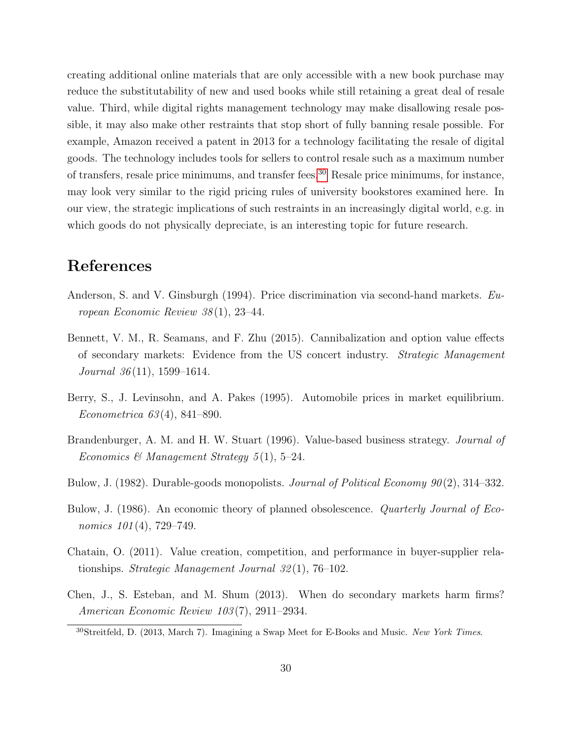creating additional online materials that are only accessible with a new book purchase may reduce the substitutability of new and used books while still retaining a great deal of resale value. Third, while digital rights management technology may make disallowing resale possible, it may also make other restraints that stop short of fully banning resale possible. For example, Amazon received a patent in 2013 for a technology facilitating the resale of digital goods. The technology includes tools for sellers to control resale such as a maximum number of transfers, resale price minimums, and transfer fees.[30] Resale price minimums, for instance, may look very similar to the rigid pricing rules of university bookstores examined here. In our view, the strategic implications of such restraints in an increasingly digital world, e.g. in which goods do not physically depreciate, is an interesting topic for future research.

## References

Anderson, S. and V. Ginsburgh (1994). Price discrimination via second-hand markets. *European Economic Review 38*(1), 23–44.

Bennett, V. M., R. Seamans, and F. Zhu (2015). Cannibalization and option value effects of secondary markets: Evidence from the US concert industry. *Strategic Management Journal 36*(11), 1599–1614.

Berry, S., J. Levinsohn, and A. Pakes (1995). Automobile prices in market equilibrium. *Econometrica 63*(4), 841–890.

Brandenburger, A. M. and H. W. Stuart (1996). Value-based business strategy. *Journal of Economics & Management Strategy 5*(1), 5–24.

Bulow, J. (1982). Durable-goods monopolists. *Journal of Political Economy 90*(2), 314–332.

Bulow, J. (1986). An economic theory of planned obsolescence. *Quarterly Journal of Economics 101*(4), 729–749.

Chatain, O. (2011). Value creation, competition, and performance in buyer-supplier relationships. *Strategic Management Journal 32*(1), 76–102.

Chen, J., S. Esteban, and M. Shum (2013). When do secondary markets harm firms? *American Economic Review 103*(7), 2911–2934.

[30] Streitfeld, D. (2013, March 7). Imagining a Swap Meet for E-Books and Music. *New York Times*.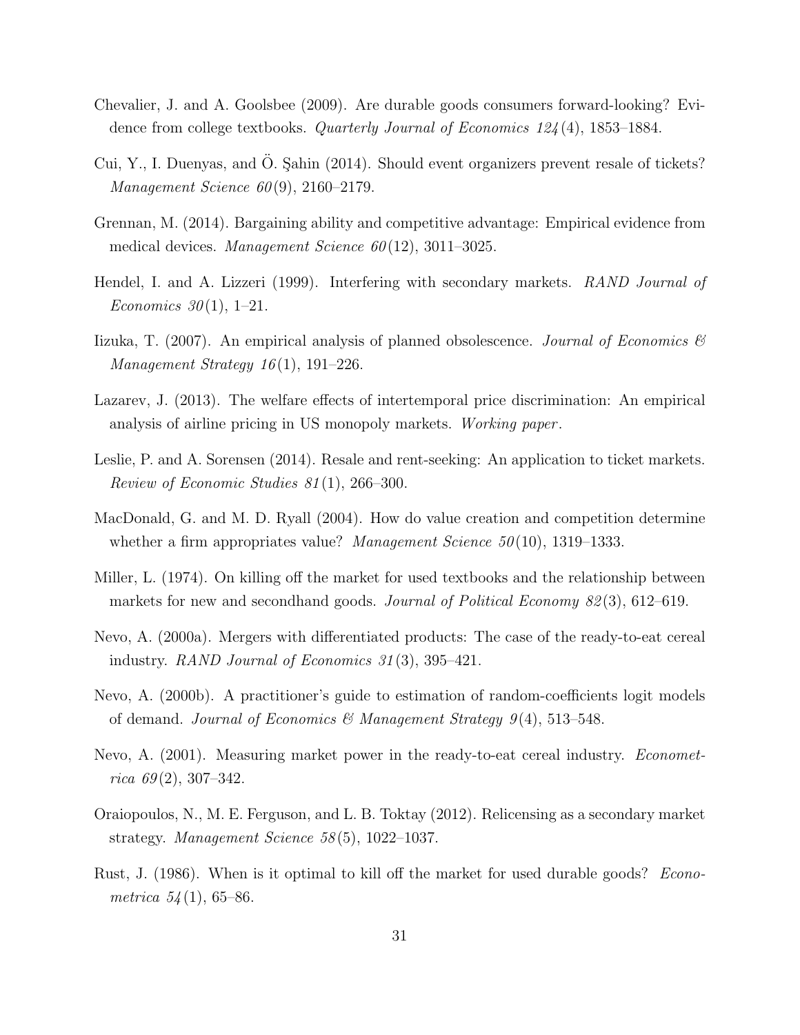Chevalier, J. and A. Goolsbee (2009). Are durable goods consumers forward-looking? Evidence from college textbooks. *Quarterly Journal of Economics 124*(4), 1853–1884.

Cui, Y., I. Duenyas, and Ö. Şahin (2014). Should event organizers prevent resale of tickets? *Management Science 60*(9), 2160–2179.

Grennan, M. (2014). Bargaining ability and competitive advantage: Empirical evidence from medical devices. *Management Science 60*(12), 3011–3025.

Hendel, I. and A. Lizzeri (1999). Interfering with secondary markets. *RAND Journal of Economics 30*(1), 1–21.

Iizuka, T. (2007). An empirical analysis of planned obsolescence. *Journal of Economics & Management Strategy 16*(1), 191–226.

Lazarev, J. (2013). The welfare effects of intertemporal price discrimination: An empirical analysis of airline pricing in US monopoly markets. *Working paper*.

Leslie, P. and A. Sorensen (2014). Resale and rent-seeking: An application to ticket markets. *Review of Economic Studies 81*(1), 266–300.

MacDonald, G. and M. D. Ryall (2004). How do value creation and competition determine whether a firm appropriates value? *Management Science 50*(10), 1319–1333.

Miller, L. (1974). On killing off the market for used textbooks and the relationship between markets for new and secondhand goods. *Journal of Political Economy 82*(3), 612–619.

Nevo, A. (2000a). Mergers with differentiated products: The case of the ready-to-eat cereal industry. *RAND Journal of Economics 31*(3), 395–421.

Nevo, A. (2000b). A practitioner's guide to estimation of random-coefficients logit models of demand. *Journal of Economics & Management Strategy 9*(4), 513–548.

Nevo, A. (2001). Measuring market power in the ready-to-eat cereal industry. *Econometrica 69*(2), 307–342.

Oraiopoulos, N., M. E. Ferguson, and L. B. Toktay (2012). Relicensing as a secondary market strategy. *Management Science 58*(5), 1022–1037.

Rust, J. (1986). When is it optimal to kill off the market for used durable goods? *Econometrica 54*(1), 65–86.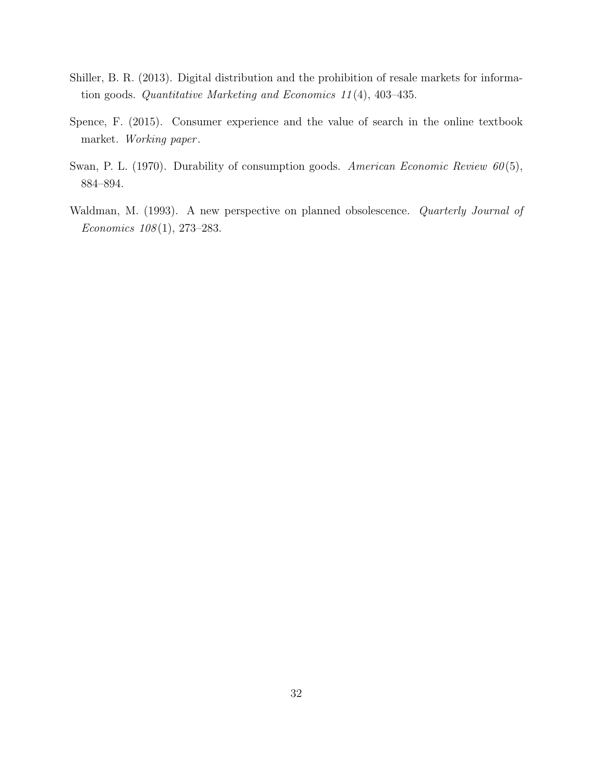Shiller, B. R. (2013). Digital distribution and the prohibition of resale markets for information goods. *Quantitative Marketing and Economics 11*(4), 403–435.

Spence, F. (2015). Consumer experience and the value of search in the online textbook market. *Working paper*.

Swan, P. L. (1970). Durability of consumption goods. *American Economic Review 60*(5), 884–894.

Waldman, M. (1993). A new perspective on planned obsolescence. *Quarterly Journal of Economics 108*(1), 273–283.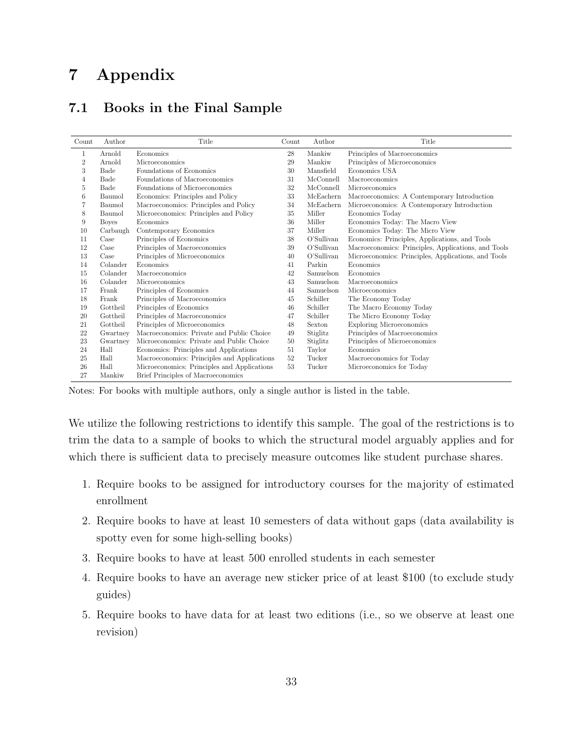# 7 Appendix

## 7.1 Books in the Final Sample

| Count | Author | Title | Count | Author | Title |
|---|---|---|---|---|---|
| 1 | Arnold | Economics | 28 | Mankiw | Principles of Macroeconomics |
| 2 | Arnold | Microeconomics | 29 | Mankiw | Principles of Microeconomics |
| 3 | Bade | Foundations of Economics | 30 | Mansfield | Economics USA |
| 4 | Bade | Foundations of Macroeconomics | 31 | McConnell | Macroeconomics |
| 5 | Bade | Foundations of Microeconomics | 32 | McConnell | Microeconomics |
| 6 | Baumol | Economics: Principles and Policy | 33 | McEachern | Macroeconomics: A Contemporary Introduction |
| 7 | Baumol | Macroeconomics: Principles and Policy | 34 | McEachern | Microeconomics: A Contemporary Introduction |
| 8 | Baumol | Microeconomics: Principles and Policy | 35 | Miller | Economics Today |
| 9 | Boyes | Economics | 36 | Miller | Economics Today: The Macro View |
| 10 | Carbaugh | Contemporary Economics | 37 | Miller | Economics Today: The Micro View |
| 11 | Case | Principles of Economics | 38 | O'Sullivan | Economics: Principles, Applications, and Tools |
| 12 | Case | Principles of Macroeconomics | 39 | O'Sullivan | Macroeconomics: Principles, Applications, and Tools |
| 13 | Case | Principles of Microeconomics | 40 | O'Sullivan | Microeconomics: Principles, Applications, and Tools |
| 14 | Colander | Economics | 41 | Parkin | Economics |
| 15 | Colander | Macroeconomics | 42 | Samuelson | Economics |
| 16 | Colander | Microeconomics | 43 | Samuelson | Macroeconomics |
| 17 | Frank | Principles of Economics | 44 | Samuelson | Microeconomics |
| 18 | Frank | Principles of Macroeconomics | 45 | Schiller | The Economy Today |
| 19 | Gottheil | Principles of Economics | 46 | Schiller | The Macro Economy Today |
| 20 | Gottheil | Principles of Macroeconomics | 47 | Schiller | The Micro Economy Today |
| 21 | Gottheil | Principles of Microeconomics | 48 | Sexton | Exploring Microeconomics |
| 22 | Gwartney | Macroeconomics: Private and Public Choice | 49 | Stiglitz | Principles of Macroeconomics |
| 23 | Gwartney | Microeconomics: Private and Public Choice | 50 | Stiglitz | Principles of Microeconomics |
| 24 | Hall | Economics: Principles and Applications | 51 | Taylor | Economics |
| 25 | Hall | Macroeconomics: Principles and Applications | 52 | Tucker | Macroeconomics for Today |
| 26 | Hall | Microeconomics: Principles and Applications | 53 | Tucker | Microeconomics for Today |
| 27 | Mankiw | Brief Principles of Macroeconomics | | | |

Notes: For books with multiple authors, only a single author is listed in the table.

We utilize the following restrictions to identify this sample. The goal of the restrictions is to trim the data to a sample of books to which the structural model arguably applies and for which there is sufficient data to precisely measure outcomes like student purchase shares.

1. Require books to be assigned for introductory courses for the majority of estimated enrollment
2. Require books to have at least 10 semesters of data without gaps (data availability is spotty even for some high-selling books)
3. Require books to have at least 500 enrolled students in each semester
4. Require books to have an average new sticker price of at least $100 (to exclude study guides)
5. Require books to have data for at least two editions (i.e., so we observe at least one revision)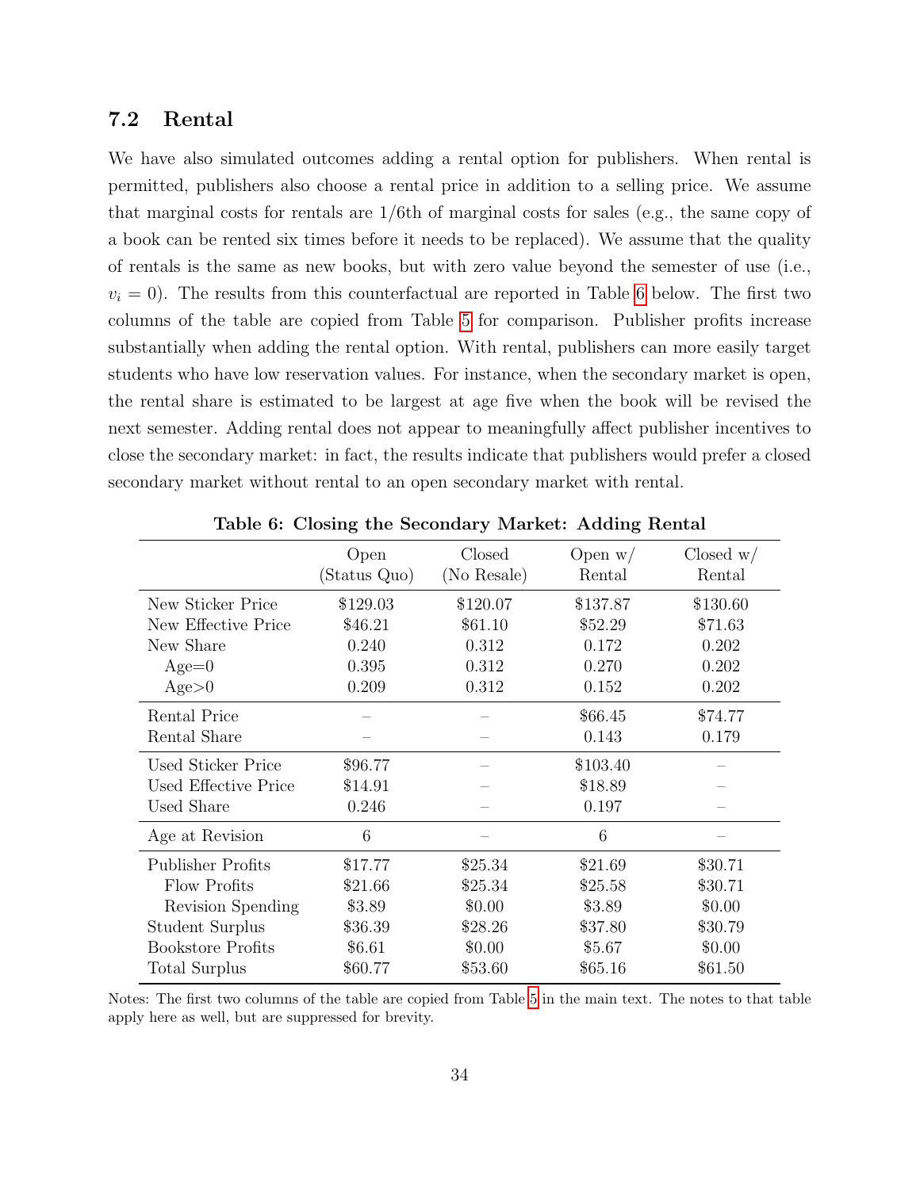### 7.2 Rental

We have also simulated outcomes adding a rental option for publishers. When rental is permitted, publishers also choose a rental price in addition to a selling price. We assume that marginal costs for rentals are 1/6th of marginal costs for sales (e.g., the same copy of a book can be rented six times before it needs to be replaced). We assume that the quality of rentals is the same as new books, but with zero value beyond the semester of use (i.e., $v_i = 0$). The results from this counterfactual are reported in Table 6 below. The first two columns of the table are copied from Table 5 for comparison. Publisher profits increase substantially when adding the rental option. With rental, publishers can more easily target students who have low reservation values. For instance, when the secondary market is open, the rental share is estimated to be largest at age five when the book will be revised the next semester. Adding rental does not appear to meaningfully affect publisher incentives to close the secondary market: in fact, the results indicate that publishers would prefer a closed secondary market without rental to an open secondary market with rental.

**Table 6: Closing the Secondary Market: Adding Rental**

| | Open (Status Quo) | Closed (No Resale) | Open w/ Rental | Closed w/ Rental |
|---|---|---|---|---|
| New Sticker Price | \$129.03 | \$120.07 | \$137.87 | \$130.60 |
| New Effective Price | \$46.21 | \$61.10 | \$52.29 | \$71.63 |
| New Share | 0.240 | 0.312 | 0.172 | 0.202 |
|   Age=0 | 0.395 | 0.312 | 0.270 | 0.202 |
|   Age>0 | 0.209 | 0.312 | 0.152 | 0.202 |
| Rental Price | – | – | \$66.45 | \$74.77 |
| Rental Share | – | – | 0.143 | 0.179 |
| Used Sticker Price | \$96.77 | – | \$103.40 | – |
| Used Effective Price | \$14.91 | – | \$18.89 | – |
| Used Share | 0.246 | – | 0.197 | – |
| Age at Revision | 6 | – | 6 | – |
| Publisher Profits | \$17.77 | \$25.34 | \$21.69 | \$30.71 |
|   Flow Profits | \$21.66 | \$25.34 | \$25.58 | \$30.71 |
|   Revision Spending | \$3.89 | \$0.00 | \$3.89 | \$0.00 |
| Student Surplus | \$36.39 | \$28.26 | \$37.80 | \$30.79 |
| Bookstore Profits | \$6.61 | \$0.00 | \$5.67 | \$0.00 |
| Total Surplus | \$60.77 | \$53.60 | \$65.16 | \$61.50 |

Notes: The first two columns of the table are copied from Table 5 in the main text. The notes to that table apply here as well, but are suppressed for brevity.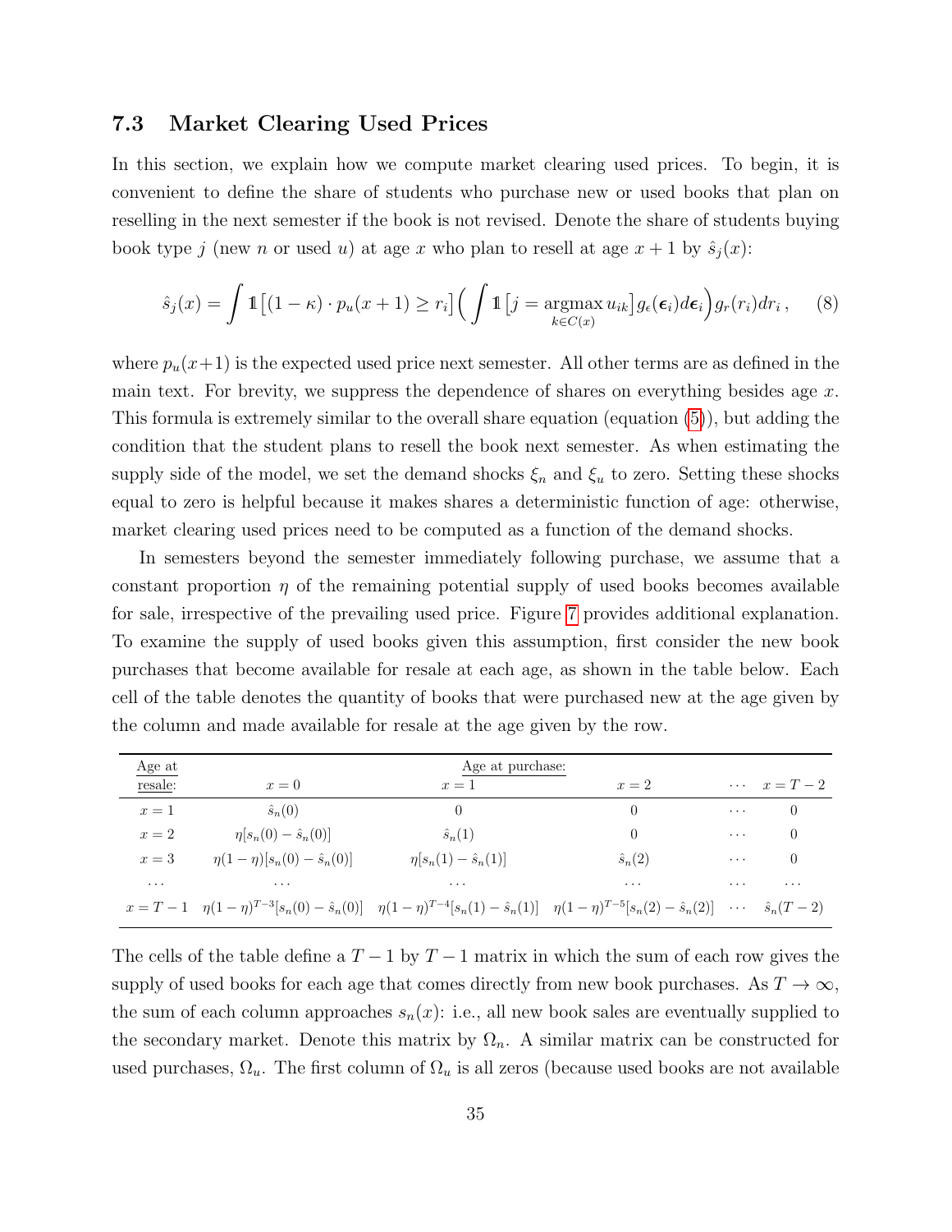### 7.3 Market Clearing Used Prices

In this section, we explain how we compute market clearing used prices. To begin, it is convenient to define the share of students who purchase new or used books that plan on reselling in the next semester if the book is not revised. Denote the share of students buying book type $j$ (new $n$ or used $u$) at age $x$ who plan to resell at age $x+1$ by $\hat{s}_j(x)$:

$$\hat{s}_j(x) = \int \mathbb{1}\left[(1-\kappa) \cdot p_u(x+1) \geq r_i\right] \Big( \int \mathbb{1}\big[j = \underset{k \in C(x)}{\operatorname{argmax}}\, u_{ik}\big] g_\epsilon(\boldsymbol{\epsilon}_i) d\boldsymbol{\epsilon}_i \Big) g_r(r_i) dr_i \,, \qquad (8)$$

where $p_u(x+1)$ is the expected used price next semester. All other terms are as defined in the main text. For brevity, we suppress the dependence of shares on everything besides age $x$. This formula is extremely similar to the overall share equation (equation (5)), but adding the condition that the student plans to resell the book next semester. As when estimating the supply side of the model, we set the demand shocks $\xi_n$ and $\xi_u$ to zero. Setting these shocks equal to zero is helpful because it makes shares a deterministic function of age: otherwise, market clearing used prices need to be computed as a function of the demand shocks.

In semesters beyond the semester immediately following purchase, we assume that a constant proportion $\eta$ of the remaining potential supply of used books becomes available for sale, irrespective of the prevailing used price. Figure 7 provides additional explanation. To examine the supply of used books given this assumption, first consider the new book purchases that become available for resale at each age, as shown in the table below. Each cell of the table denotes the quantity of books that were purchased new at the age given by the column and made available for resale at the age given by the row.

| Age at resale: | Age at purchase: $x=0$ | $x=1$ | $x=2$ | $\cdots$ | $x=T-2$ |
|---|---|---|---|---|---|
| $x=1$ | $\hat{s}_n(0)$ | $0$ | $0$ | $\cdots$ | $0$ |
| $x=2$ | $\eta[s_n(0)-\hat{s}_n(0)]$ | $\hat{s}_n(1)$ | $0$ | $\cdots$ | $0$ |
| $x=3$ | $\eta(1-\eta)[s_n(0)-\hat{s}_n(0)]$ | $\eta[s_n(1)-\hat{s}_n(1)]$ | $\hat{s}_n(2)$ | $\cdots$ | $0$ |
| $\cdots$ | $\cdots$ | $\cdots$ | $\cdots$ | $\cdots$ | $\cdots$ |
| $x=T-1$ | $\eta(1-\eta)^{T-3}[s_n(0)-\hat{s}_n(0)]$ | $\eta(1-\eta)^{T-4}[s_n(1)-\hat{s}_n(1)]$ | $\eta(1-\eta)^{T-5}[s_n(2)-\hat{s}_n(2)]$ | $\cdots$ | $\hat{s}_n(T-2)$ |

The cells of the table define a $T-1$ by $T-1$ matrix in which the sum of each row gives the supply of used books for each age that comes directly from new book purchases. As $T \to \infty$, the sum of each column approaches $s_n(x)$: i.e., all new book sales are eventually supplied to the secondary market. Denote this matrix by $\Omega_n$. A similar matrix can be constructed for used purchases, $\Omega_u$. The first column of $\Omega_u$ is all zeros (because used books are not available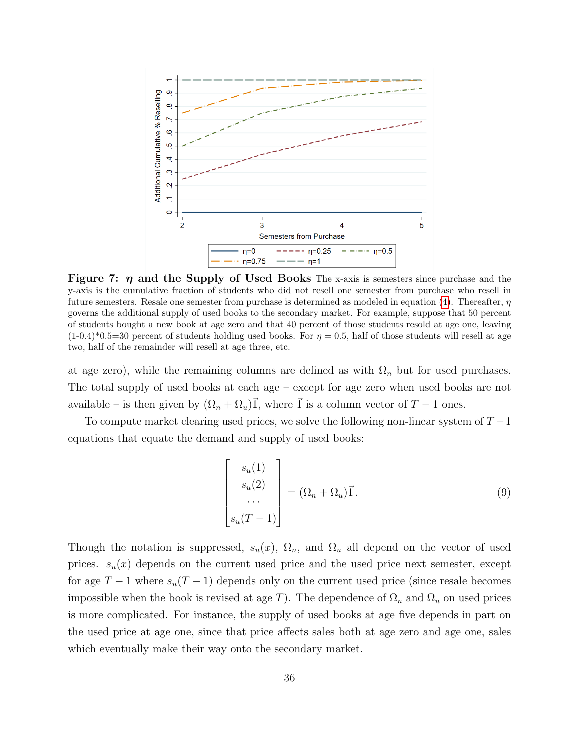Additional Cumulative % Reselling

0 .1 .2 .3 .4 .5 .6 .7 .8 .9 1

2 3 4 5

Semesters from Purchase

η=0 η=0.25 η=0.5 η=0.75 η=1

**Figure 7: $\eta$ and the Supply of Used Books** The x-axis is semesters since purchase and the y-axis is the cumulative fraction of students who did not resell one semester from purchase who resell in future semesters. Resale one semester from purchase is determined as modeled in equation (4). Thereafter, $\eta$ governs the additional supply of used books to the secondary market. For example, suppose that 50 percent of students bought a new book at age zero and that 40 percent of those students resold at age one, leaving (1-0.4)*0.5=30 percent of students holding used books. For $\eta = 0.5$, half of those students will resell at age two, half of the remainder will resell at age three, etc.

at age zero), while the remaining columns are defined as with $\Omega_n$ but for used purchases. The total supply of used books at each age – except for age zero when used books are not available – is then given by $(\Omega_n + \Omega_u)\vec{1}$, where $\vec{1}$ is a column vector of $T-1$ ones.

To compute market clearing used prices, we solve the following non-linear system of $T-1$ equations that equate the demand and supply of used books:

$$\begin{bmatrix} s_u(1) \\ s_u(2) \\ \cdots \\ s_u(T-1) \end{bmatrix} = (\Omega_n + \Omega_u)\vec{1}. \tag{9}$$

Though the notation is suppressed, $s_u(x)$, $\Omega_n$, and $\Omega_u$ all depend on the vector of used prices. $s_u(x)$ depends on the current used price and the used price next semester, except for age $T-1$ where $s_u(T-1)$ depends only on the current used price (since resale becomes impossible when the book is revised at age $T$). The dependence of $\Omega_n$ and $\Omega_u$ on used prices is more complicated. For instance, the supply of used books at age five depends in part on the used price at age one, since that price affects sales both at age zero and age one, sales which eventually make their way onto the secondary market.